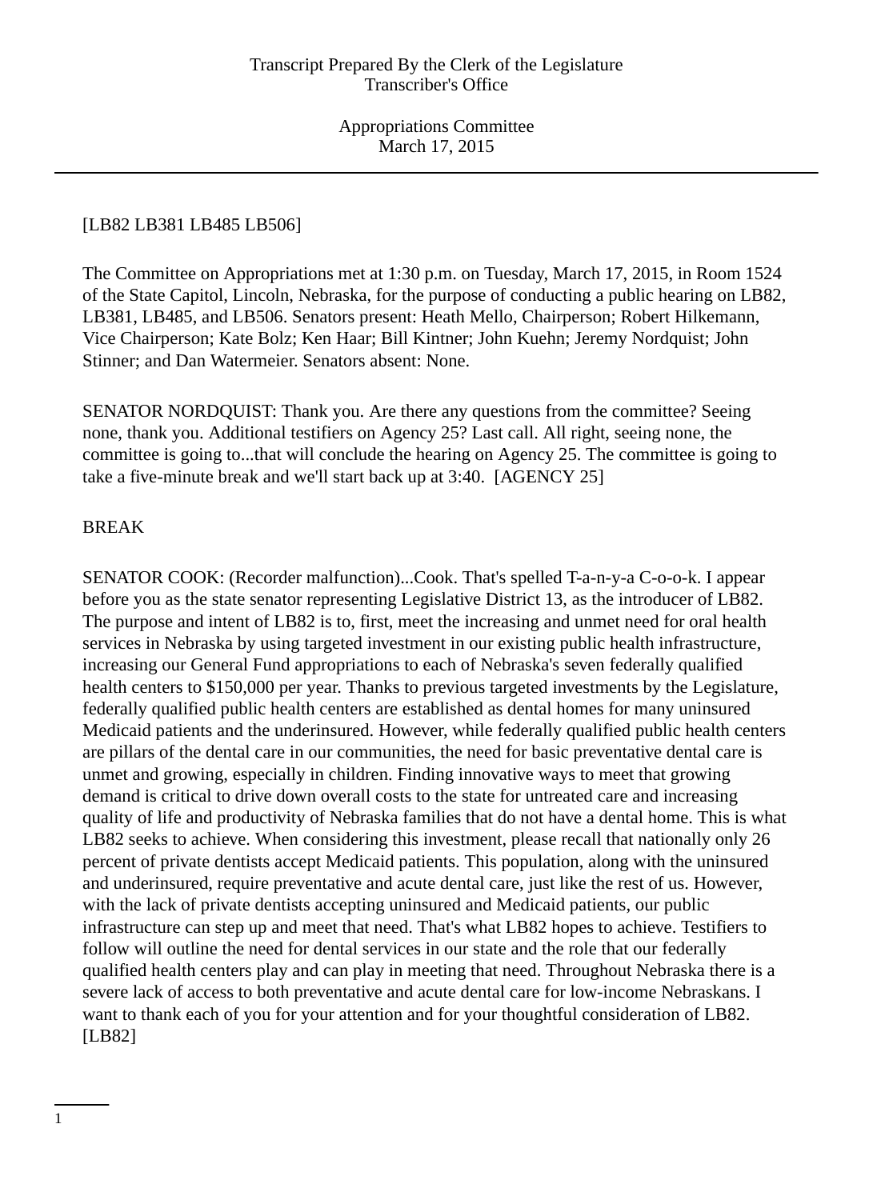Transcript Prepared By the Clerk of the Legislature
Transcriber's Office

Appropriations Committee
March 17, 2015

[LB82 LB381 LB485 LB506]

The Committee on Appropriations met at 1:30 p.m. on Tuesday, March 17, 2015, in Room 1524 of the State Capitol, Lincoln, Nebraska, for the purpose of conducting a public hearing on LB82, LB381, LB485, and LB506. Senators present: Heath Mello, Chairperson; Robert Hilkemann, Vice Chairperson; Kate Bolz; Ken Haar; Bill Kintner; John Kuehn; Jeremy Nordquist; John Stinner; and Dan Watermeier. Senators absent: None.

SENATOR NORDQUIST: Thank you. Are there any questions from the committee? Seeing none, thank you. Additional testifiers on Agency 25? Last call. All right, seeing none, the committee is going to...that will conclude the hearing on Agency 25. The committee is going to take a five-minute break and we'll start back up at 3:40. [AGENCY 25]

BREAK

SENATOR COOK: (Recorder malfunction)...Cook. That's spelled T-a-n-y-a C-o-o-k. I appear before you as the state senator representing Legislative District 13, as the introducer of LB82. The purpose and intent of LB82 is to, first, meet the increasing and unmet need for oral health services in Nebraska by using targeted investment in our existing public health infrastructure, increasing our General Fund appropriations to each of Nebraska's seven federally qualified health centers to $150,000 per year. Thanks to previous targeted investments by the Legislature, federally qualified public health centers are established as dental homes for many uninsured Medicaid patients and the underinsured. However, while federally qualified public health centers are pillars of the dental care in our communities, the need for basic preventative dental care is unmet and growing, especially in children. Finding innovative ways to meet that growing demand is critical to drive down overall costs to the state for untreated care and increasing quality of life and productivity of Nebraska families that do not have a dental home. This is what LB82 seeks to achieve. When considering this investment, please recall that nationally only 26 percent of private dentists accept Medicaid patients. This population, along with the uninsured and underinsured, require preventative and acute dental care, just like the rest of us. However, with the lack of private dentists accepting uninsured and Medicaid patients, our public infrastructure can step up and meet that need. That's what LB82 hopes to achieve. Testifiers to follow will outline the need for dental services in our state and the role that our federally qualified health centers play and can play in meeting that need. Throughout Nebraska there is a severe lack of access to both preventative and acute dental care for low-income Nebraskans. I want to thank each of you for your attention and for your thoughtful consideration of LB82. [LB82]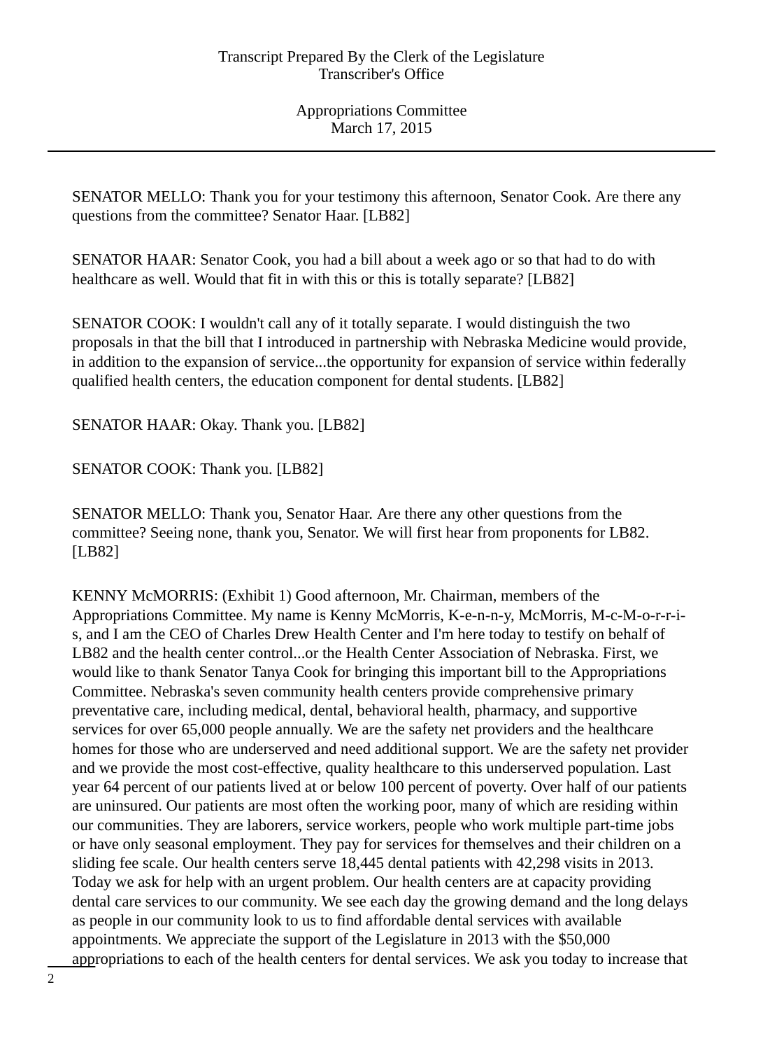SENATOR MELLO: Thank you for your testimony this afternoon, Senator Cook. Are there any questions from the committee? Senator Haar. [LB82]

SENATOR HAAR: Senator Cook, you had a bill about a week ago or so that had to do with healthcare as well. Would that fit in with this or this is totally separate? [LB82]

SENATOR COOK: I wouldn't call any of it totally separate. I would distinguish the two proposals in that the bill that I introduced in partnership with Nebraska Medicine would provide, in addition to the expansion of service...the opportunity for expansion of service within federally qualified health centers, the education component for dental students. [LB82]

SENATOR HAAR: Okay. Thank you. [LB82]

SENATOR COOK: Thank you. [LB82]

SENATOR MELLO: Thank you, Senator Haar. Are there any other questions from the committee? Seeing none, thank you, Senator. We will first hear from proponents for LB82. [LB82]

KENNY McMORRIS: (Exhibit 1) Good afternoon, Mr. Chairman, members of the Appropriations Committee. My name is Kenny McMorris, K-e-n-n-y, McMorris, M-c-M-o-r-r-i-s, and I am the CEO of Charles Drew Health Center and I'm here today to testify on behalf of LB82 and the health center control...or the Health Center Association of Nebraska. First, we would like to thank Senator Tanya Cook for bringing this important bill to the Appropriations Committee. Nebraska's seven community health centers provide comprehensive primary preventative care, including medical, dental, behavioral health, pharmacy, and supportive services for over 65,000 people annually. We are the safety net providers and the healthcare homes for those who are underserved and need additional support. We are the safety net provider and we provide the most cost-effective, quality healthcare to this underserved population. Last year 64 percent of our patients lived at or below 100 percent of poverty. Over half of our patients are uninsured. Our patients are most often the working poor, many of which are residing within our communities. They are laborers, service workers, people who work multiple part-time jobs or have only seasonal employment. They pay for services for themselves and their children on a sliding fee scale. Our health centers serve 18,445 dental patients with 42,298 visits in 2013. Today we ask for help with an urgent problem. Our health centers are at capacity providing dental care services to our community. We see each day the growing demand and the long delays as people in our community look to us to find affordable dental services with available appointments. We appreciate the support of the Legislature in 2013 with the $50,000 appropriations to each of the health centers for dental services. We ask you today to increase that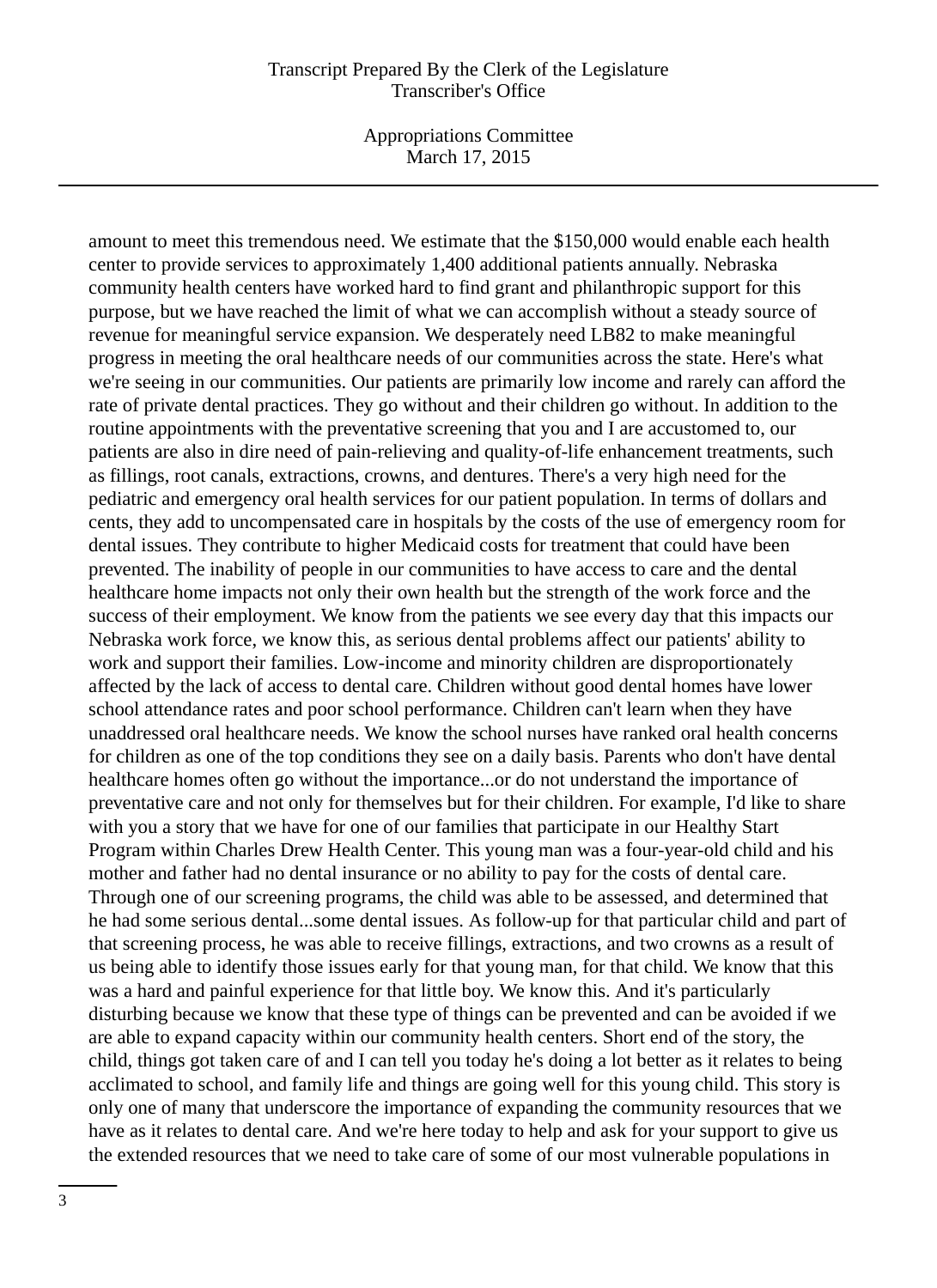amount to meet this tremendous need. We estimate that the $150,000 would enable each health center to provide services to approximately 1,400 additional patients annually. Nebraska community health centers have worked hard to find grant and philanthropic support for this purpose, but we have reached the limit of what we can accomplish without a steady source of revenue for meaningful service expansion. We desperately need LB82 to make meaningful progress in meeting the oral healthcare needs of our communities across the state. Here's what we're seeing in our communities. Our patients are primarily low income and rarely can afford the rate of private dental practices. They go without and their children go without. In addition to the routine appointments with the preventative screening that you and I are accustomed to, our patients are also in dire need of pain-relieving and quality-of-life enhancement treatments, such as fillings, root canals, extractions, crowns, and dentures. There's a very high need for the pediatric and emergency oral health services for our patient population. In terms of dollars and cents, they add to uncompensated care in hospitals by the costs of the use of emergency room for dental issues. They contribute to higher Medicaid costs for treatment that could have been prevented. The inability of people in our communities to have access to care and the dental healthcare home impacts not only their own health but the strength of the work force and the success of their employment. We know from the patients we see every day that this impacts our Nebraska work force, we know this, as serious dental problems affect our patients' ability to work and support their families. Low-income and minority children are disproportionately affected by the lack of access to dental care. Children without good dental homes have lower school attendance rates and poor school performance. Children can't learn when they have unaddressed oral healthcare needs. We know the school nurses have ranked oral health concerns for children as one of the top conditions they see on a daily basis. Parents who don't have dental healthcare homes often go without the importance...or do not understand the importance of preventative care and not only for themselves but for their children. For example, I'd like to share with you a story that we have for one of our families that participate in our Healthy Start Program within Charles Drew Health Center. This young man was a four-year-old child and his mother and father had no dental insurance or no ability to pay for the costs of dental care. Through one of our screening programs, the child was able to be assessed, and determined that he had some serious dental...some dental issues. As follow-up for that particular child and part of that screening process, he was able to receive fillings, extractions, and two crowns as a result of us being able to identify those issues early for that young man, for that child. We know that this was a hard and painful experience for that little boy. We know this. And it's particularly disturbing because we know that these type of things can be prevented and can be avoided if we are able to expand capacity within our community health centers. Short end of the story, the child, things got taken care of and I can tell you today he's doing a lot better as it relates to being acclimated to school, and family life and things are going well for this young child. This story is only one of many that underscore the importance of expanding the community resources that we have as it relates to dental care. And we're here today to help and ask for your support to give us the extended resources that we need to take care of some of our most vulnerable populations in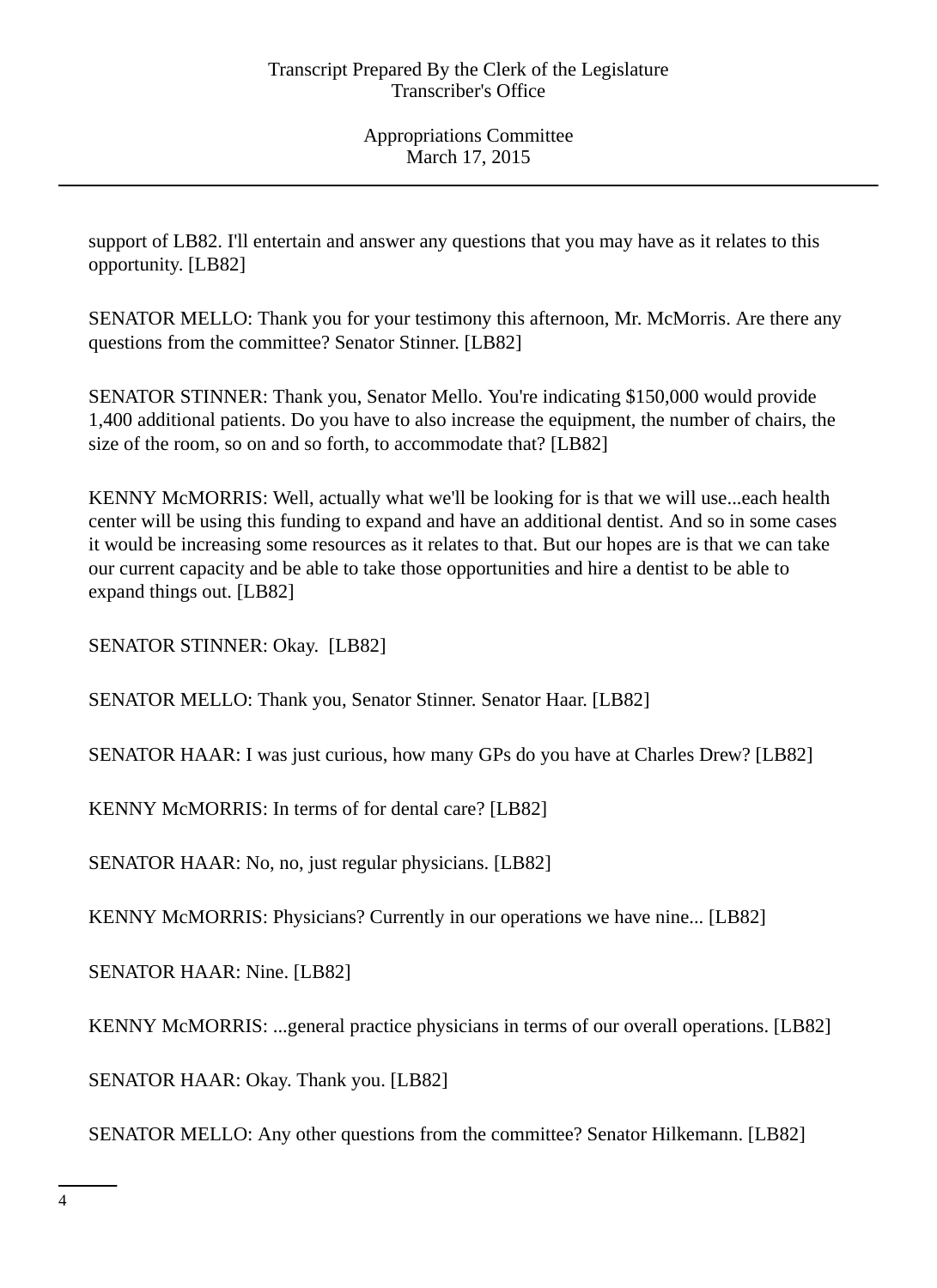support of LB82. I'll entertain and answer any questions that you may have as it relates to this opportunity. [LB82]

SENATOR MELLO: Thank you for your testimony this afternoon, Mr. McMorris. Are there any questions from the committee? Senator Stinner. [LB82]

SENATOR STINNER: Thank you, Senator Mello. You're indicating $150,000 would provide 1,400 additional patients. Do you have to also increase the equipment, the number of chairs, the size of the room, so on and so forth, to accommodate that? [LB82]

KENNY McMORRIS: Well, actually what we'll be looking for is that we will use...each health center will be using this funding to expand and have an additional dentist. And so in some cases it would be increasing some resources as it relates to that. But our hopes are is that we can take our current capacity and be able to take those opportunities and hire a dentist to be able to expand things out. [LB82]

SENATOR STINNER: Okay. [LB82]

SENATOR MELLO: Thank you, Senator Stinner. Senator Haar. [LB82]

SENATOR HAAR: I was just curious, how many GPs do you have at Charles Drew? [LB82]

KENNY McMORRIS: In terms of for dental care? [LB82]

SENATOR HAAR: No, no, just regular physicians. [LB82]

KENNY McMORRIS: Physicians? Currently in our operations we have nine... [LB82]

SENATOR HAAR: Nine. [LB82]

KENNY McMORRIS: ...general practice physicians in terms of our overall operations. [LB82]

SENATOR HAAR: Okay. Thank you. [LB82]

SENATOR MELLO: Any other questions from the committee? Senator Hilkemann. [LB82]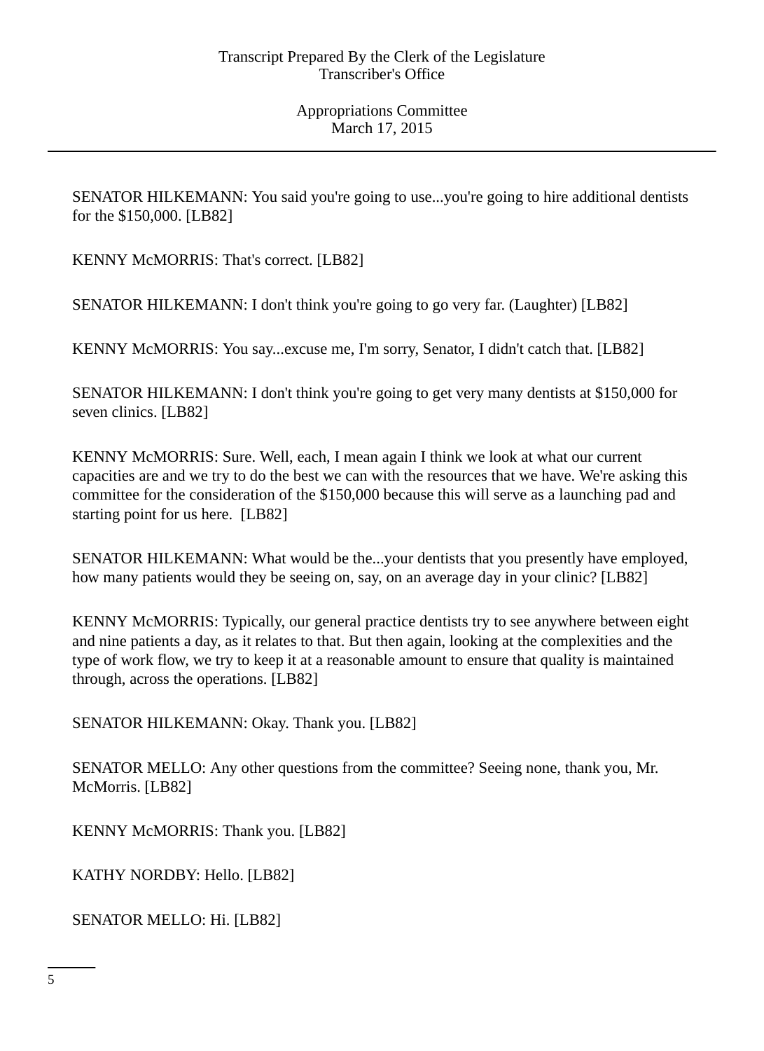SENATOR HILKEMANN: You said you're going to use...you're going to hire additional dentists for the $150,000. [LB82]

KENNY McMORRIS: That's correct. [LB82]

SENATOR HILKEMANN: I don't think you're going to go very far. (Laughter) [LB82]

KENNY McMORRIS: You say...excuse me, I'm sorry, Senator, I didn't catch that. [LB82]

SENATOR HILKEMANN: I don't think you're going to get very many dentists at $150,000 for seven clinics. [LB82]

KENNY McMORRIS: Sure. Well, each, I mean again I think we look at what our current capacities are and we try to do the best we can with the resources that we have. We're asking this committee for the consideration of the $150,000 because this will serve as a launching pad and starting point for us here. [LB82]

SENATOR HILKEMANN: What would be the...your dentists that you presently have employed, how many patients would they be seeing on, say, on an average day in your clinic? [LB82]

KENNY McMORRIS: Typically, our general practice dentists try to see anywhere between eight and nine patients a day, as it relates to that. But then again, looking at the complexities and the type of work flow, we try to keep it at a reasonable amount to ensure that quality is maintained through, across the operations. [LB82]

SENATOR HILKEMANN: Okay. Thank you. [LB82]

SENATOR MELLO: Any other questions from the committee? Seeing none, thank you, Mr. McMorris. [LB82]

KENNY McMORRIS: Thank you. [LB82]

KATHY NORDBY: Hello. [LB82]

SENATOR MELLO: Hi. [LB82]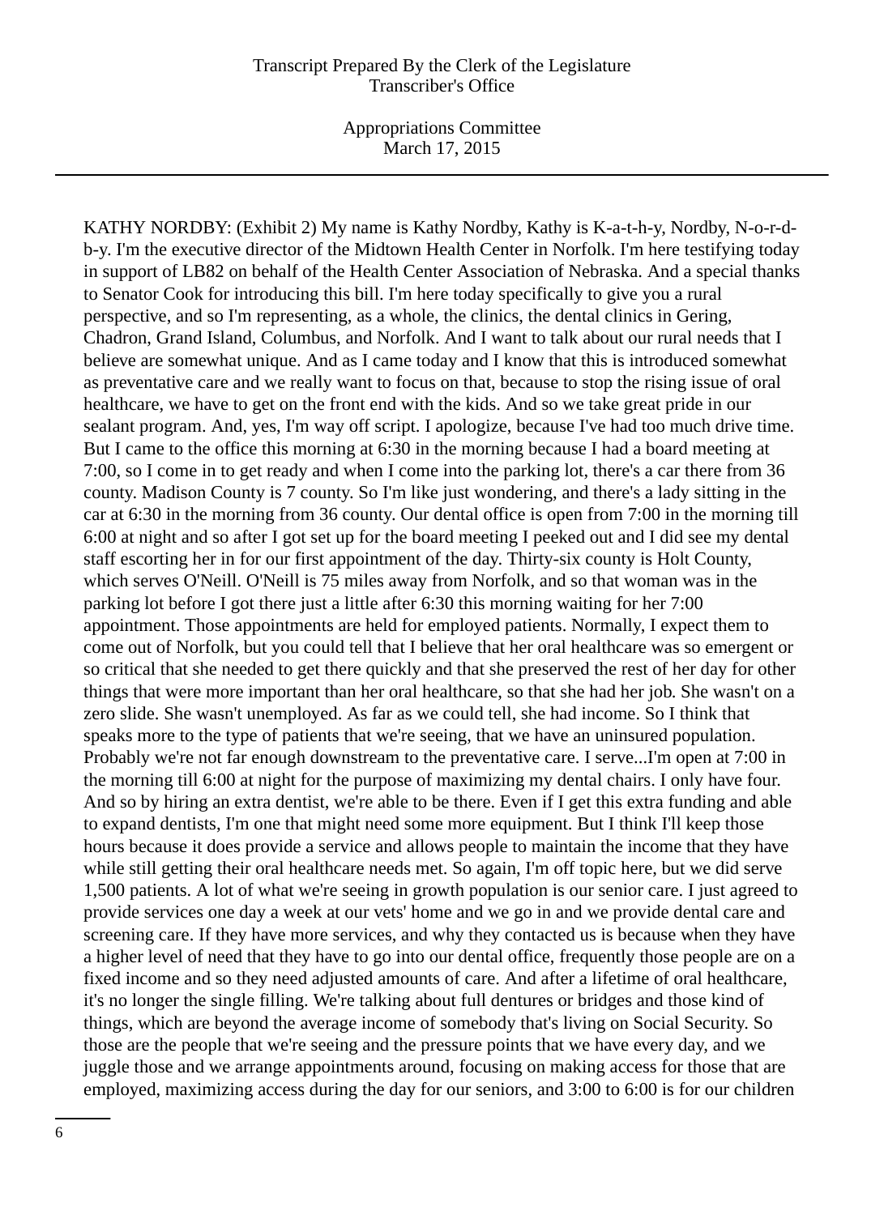KATHY NORDBY: (Exhibit 2) My name is Kathy Nordby, Kathy is K-a-t-h-y, Nordby, N-o-r-d-b-y. I'm the executive director of the Midtown Health Center in Norfolk. I'm here testifying today in support of LB82 on behalf of the Health Center Association of Nebraska. And a special thanks to Senator Cook for introducing this bill. I'm here today specifically to give you a rural perspective, and so I'm representing, as a whole, the clinics, the dental clinics in Gering, Chadron, Grand Island, Columbus, and Norfolk. And I want to talk about our rural needs that I believe are somewhat unique. And as I came today and I know that this is introduced somewhat as preventative care and we really want to focus on that, because to stop the rising issue of oral healthcare, we have to get on the front end with the kids. And so we take great pride in our sealant program. And, yes, I'm way off script. I apologize, because I've had too much drive time. But I came to the office this morning at 6:30 in the morning because I had a board meeting at 7:00, so I come in to get ready and when I come into the parking lot, there's a car there from 36 county. Madison County is 7 county. So I'm like just wondering, and there's a lady sitting in the car at 6:30 in the morning from 36 county. Our dental office is open from 7:00 in the morning till 6:00 at night and so after I got set up for the board meeting I peeked out and I did see my dental staff escorting her in for our first appointment of the day. Thirty-six county is Holt County, which serves O'Neill. O'Neill is 75 miles away from Norfolk, and so that woman was in the parking lot before I got there just a little after 6:30 this morning waiting for her 7:00 appointment. Those appointments are held for employed patients. Normally, I expect them to come out of Norfolk, but you could tell that I believe that her oral healthcare was so emergent or so critical that she needed to get there quickly and that she preserved the rest of her day for other things that were more important than her oral healthcare, so that she had her job. She wasn't on a zero slide. She wasn't unemployed. As far as we could tell, she had income. So I think that speaks more to the type of patients that we're seeing, that we have an uninsured population. Probably we're not far enough downstream to the preventative care. I serve...I'm open at 7:00 in the morning till 6:00 at night for the purpose of maximizing my dental chairs. I only have four. And so by hiring an extra dentist, we're able to be there. Even if I get this extra funding and able to expand dentists, I'm one that might need some more equipment. But I think I'll keep those hours because it does provide a service and allows people to maintain the income that they have while still getting their oral healthcare needs met. So again, I'm off topic here, but we did serve 1,500 patients. A lot of what we're seeing in growth population is our senior care. I just agreed to provide services one day a week at our vets' home and we go in and we provide dental care and screening care. If they have more services, and why they contacted us is because when they have a higher level of need that they have to go into our dental office, frequently those people are on a fixed income and so they need adjusted amounts of care. And after a lifetime of oral healthcare, it's no longer the single filling. We're talking about full dentures or bridges and those kind of things, which are beyond the average income of somebody that's living on Social Security. So those are the people that we're seeing and the pressure points that we have every day, and we juggle those and we arrange appointments around, focusing on making access for those that are employed, maximizing access during the day for our seniors, and 3:00 to 6:00 is for our children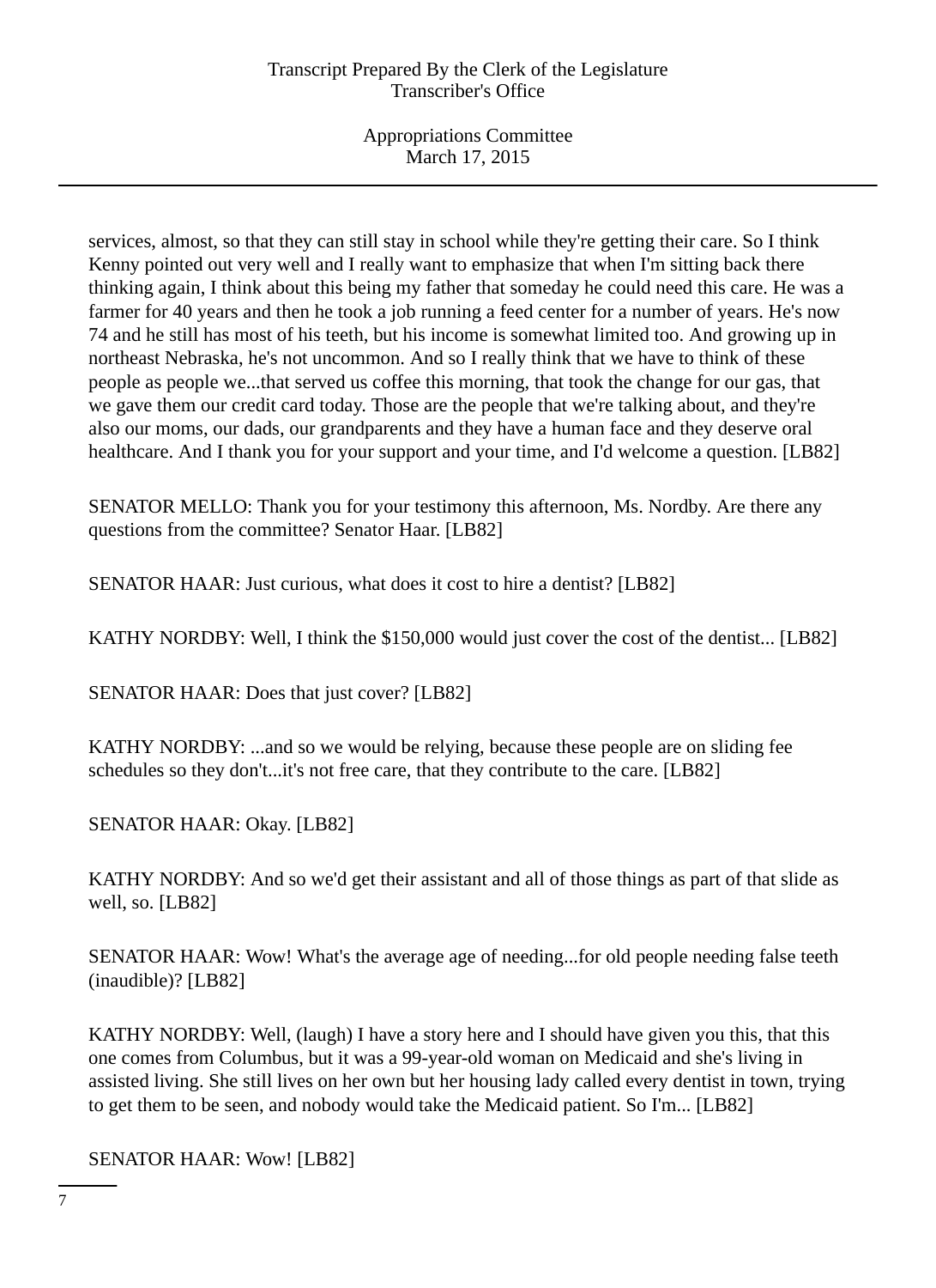services, almost, so that they can still stay in school while they're getting their care. So I think Kenny pointed out very well and I really want to emphasize that when I'm sitting back there thinking again, I think about this being my father that someday he could need this care. He was a farmer for 40 years and then he took a job running a feed center for a number of years. He's now 74 and he still has most of his teeth, but his income is somewhat limited too. And growing up in northeast Nebraska, he's not uncommon. And so I really think that we have to think of these people as people we...that served us coffee this morning, that took the change for our gas, that we gave them our credit card today. Those are the people that we're talking about, and they're also our moms, our dads, our grandparents and they have a human face and they deserve oral healthcare. And I thank you for your support and your time, and I'd welcome a question. [LB82]

SENATOR MELLO: Thank you for your testimony this afternoon, Ms. Nordby. Are there any questions from the committee? Senator Haar. [LB82]

SENATOR HAAR: Just curious, what does it cost to hire a dentist? [LB82]

KATHY NORDBY: Well, I think the $150,000 would just cover the cost of the dentist... [LB82]

SENATOR HAAR: Does that just cover? [LB82]

KATHY NORDBY: ...and so we would be relying, because these people are on sliding fee schedules so they don't...it's not free care, that they contribute to the care. [LB82]

SENATOR HAAR: Okay. [LB82]

KATHY NORDBY: And so we'd get their assistant and all of those things as part of that slide as well, so. [LB82]

SENATOR HAAR: Wow! What's the average age of needing...for old people needing false teeth (inaudible)? [LB82]

KATHY NORDBY: Well, (laugh) I have a story here and I should have given you this, that this one comes from Columbus, but it was a 99-year-old woman on Medicaid and she's living in assisted living. She still lives on her own but her housing lady called every dentist in town, trying to get them to be seen, and nobody would take the Medicaid patient. So I'm... [LB82]

SENATOR HAAR: Wow! [LB82]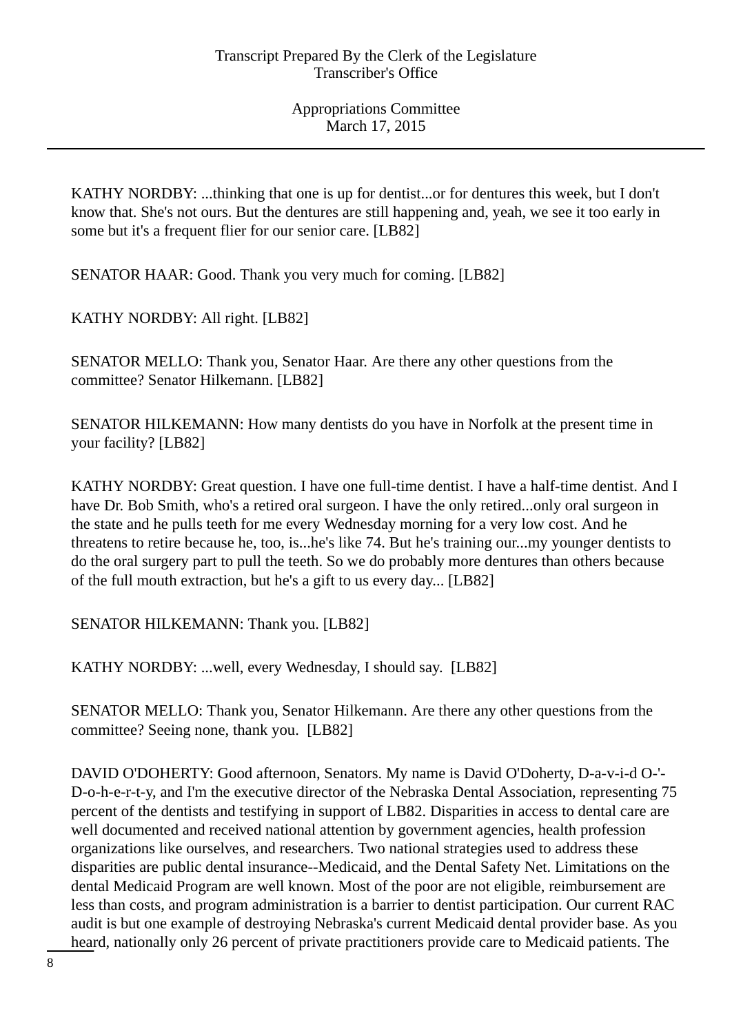KATHY NORDBY: ...thinking that one is up for dentist...or for dentures this week, but I don't know that. She's not ours. But the dentures are still happening and, yeah, we see it too early in some but it's a frequent flier for our senior care. [LB82]

SENATOR HAAR: Good. Thank you very much for coming. [LB82]

KATHY NORDBY: All right. [LB82]

SENATOR MELLO: Thank you, Senator Haar. Are there any other questions from the committee? Senator Hilkemann. [LB82]

SENATOR HILKEMANN: How many dentists do you have in Norfolk at the present time in your facility? [LB82]

KATHY NORDBY: Great question. I have one full-time dentist. I have a half-time dentist. And I have Dr. Bob Smith, who's a retired oral surgeon. I have the only retired...only oral surgeon in the state and he pulls teeth for me every Wednesday morning for a very low cost. And he threatens to retire because he, too, is...he's like 74. But he's training our...my younger dentists to do the oral surgery part to pull the teeth. So we do probably more dentures than others because of the full mouth extraction, but he's a gift to us every day... [LB82]

SENATOR HILKEMANN: Thank you. [LB82]

KATHY NORDBY: ...well, every Wednesday, I should say. [LB82]

SENATOR MELLO: Thank you, Senator Hilkemann. Are there any other questions from the committee? Seeing none, thank you. [LB82]

DAVID O'DOHERTY: Good afternoon, Senators. My name is David O'Doherty, D-a-v-i-d O-'-D-o-h-e-r-t-y, and I'm the executive director of the Nebraska Dental Association, representing 75 percent of the dentists and testifying in support of LB82. Disparities in access to dental care are well documented and received national attention by government agencies, health profession organizations like ourselves, and researchers. Two national strategies used to address these disparities are public dental insurance--Medicaid, and the Dental Safety Net. Limitations on the dental Medicaid Program are well known. Most of the poor are not eligible, reimbursement are less than costs, and program administration is a barrier to dentist participation. Our current RAC audit is but one example of destroying Nebraska's current Medicaid dental provider base. As you heard, nationally only 26 percent of private practitioners provide care to Medicaid patients. The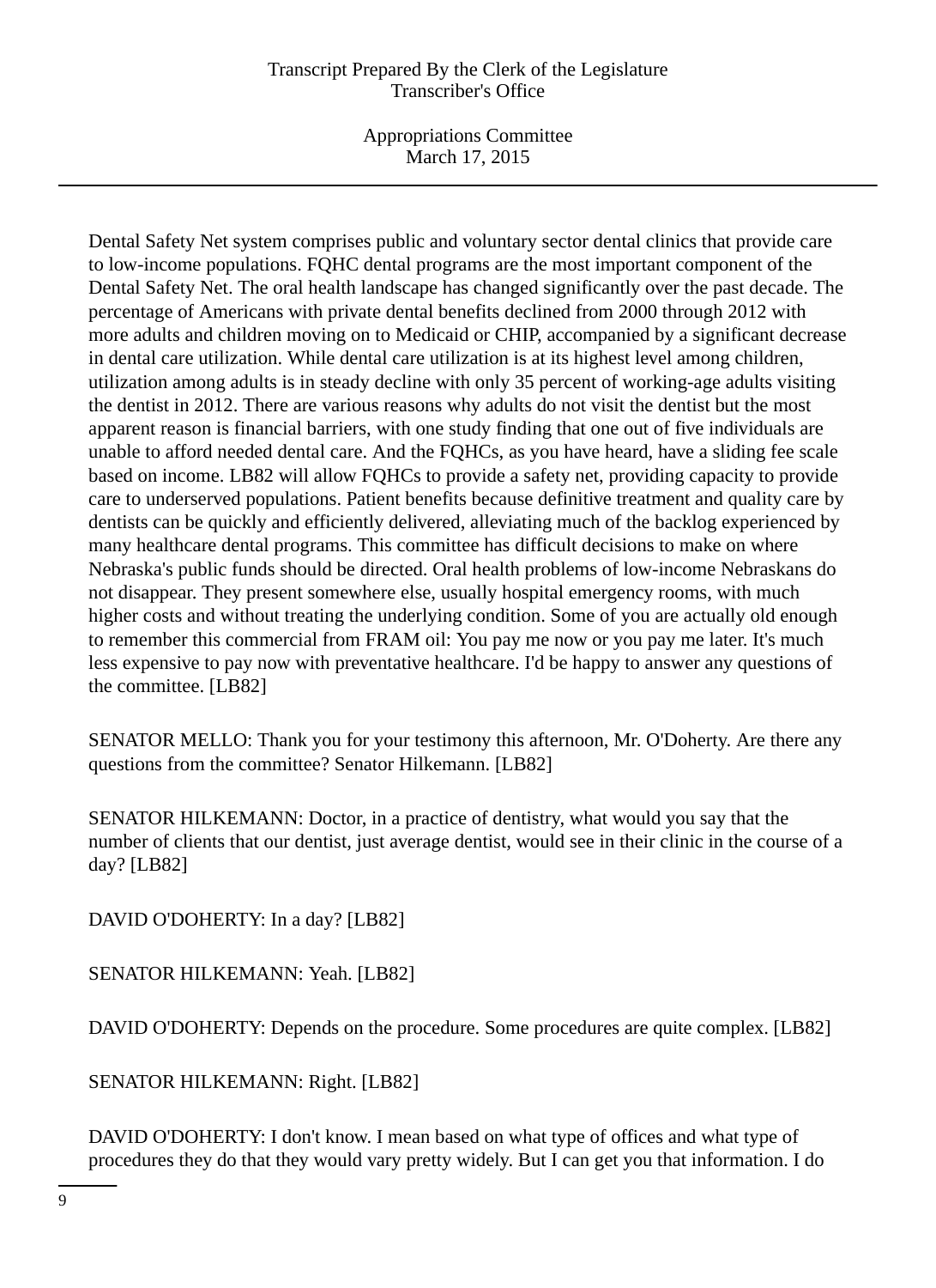Dental Safety Net system comprises public and voluntary sector dental clinics that provide care to low-income populations. FQHC dental programs are the most important component of the Dental Safety Net. The oral health landscape has changed significantly over the past decade. The percentage of Americans with private dental benefits declined from 2000 through 2012 with more adults and children moving on to Medicaid or CHIP, accompanied by a significant decrease in dental care utilization. While dental care utilization is at its highest level among children, utilization among adults is in steady decline with only 35 percent of working-age adults visiting the dentist in 2012. There are various reasons why adults do not visit the dentist but the most apparent reason is financial barriers, with one study finding that one out of five individuals are unable to afford needed dental care. And the FQHCs, as you have heard, have a sliding fee scale based on income. LB82 will allow FQHCs to provide a safety net, providing capacity to provide care to underserved populations. Patient benefits because definitive treatment and quality care by dentists can be quickly and efficiently delivered, alleviating much of the backlog experienced by many healthcare dental programs. This committee has difficult decisions to make on where Nebraska's public funds should be directed. Oral health problems of low-income Nebraskans do not disappear. They present somewhere else, usually hospital emergency rooms, with much higher costs and without treating the underlying condition. Some of you are actually old enough to remember this commercial from FRAM oil: You pay me now or you pay me later. It's much less expensive to pay now with preventative healthcare. I'd be happy to answer any questions of the committee. [LB82]

SENATOR MELLO: Thank you for your testimony this afternoon, Mr. O'Doherty. Are there any questions from the committee? Senator Hilkemann. [LB82]

SENATOR HILKEMANN: Doctor, in a practice of dentistry, what would you say that the number of clients that our dentist, just average dentist, would see in their clinic in the course of a day? [LB82]

DAVID O'DOHERTY: In a day? [LB82]

SENATOR HILKEMANN: Yeah. [LB82]

DAVID O'DOHERTY: Depends on the procedure. Some procedures are quite complex. [LB82]

SENATOR HILKEMANN: Right. [LB82]

DAVID O'DOHERTY: I don't know. I mean based on what type of offices and what type of procedures they do that they would vary pretty widely. But I can get you that information. I do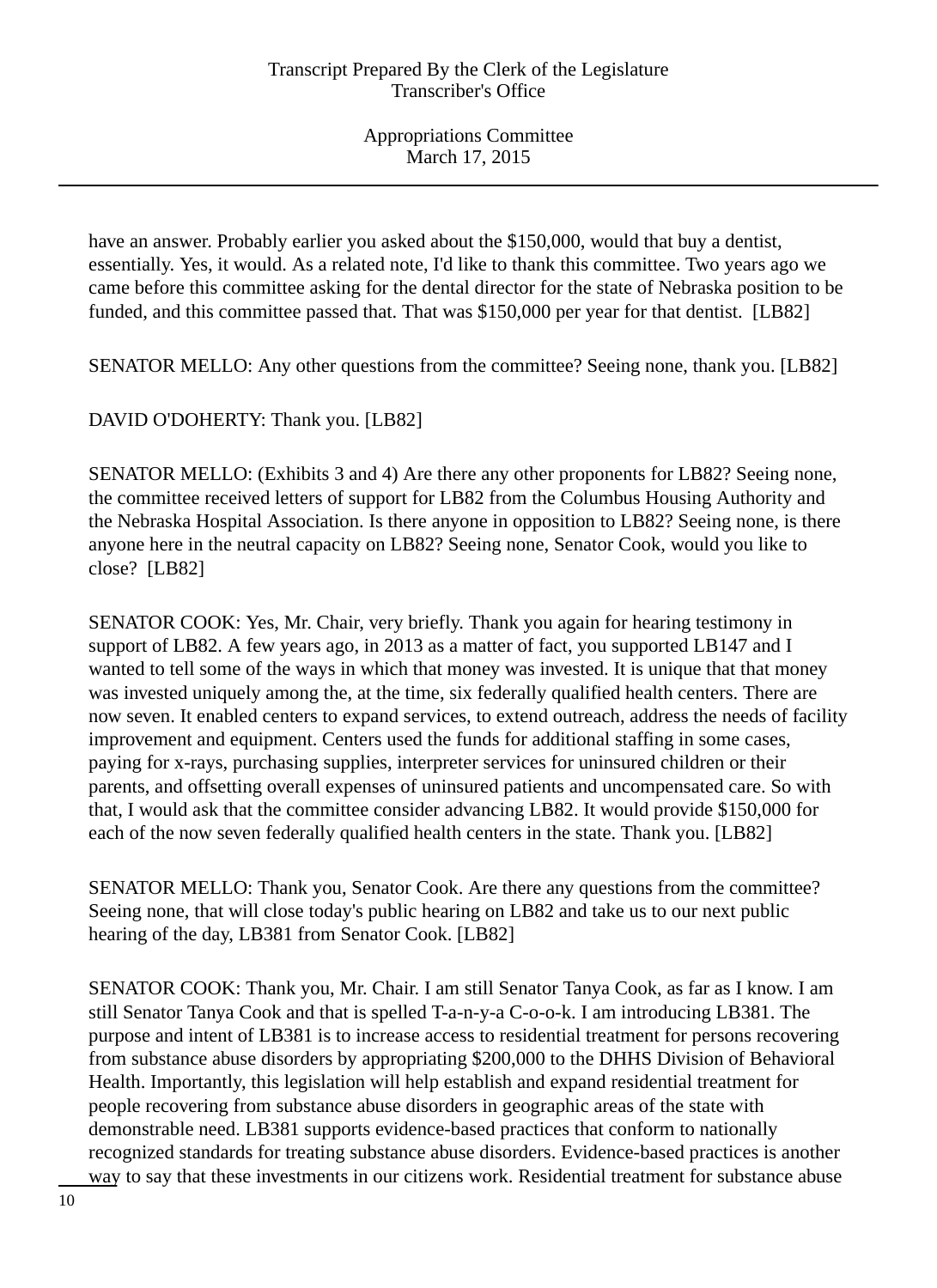have an answer. Probably earlier you asked about the $150,000, would that buy a dentist, essentially. Yes, it would. As a related note, I'd like to thank this committee. Two years ago we came before this committee asking for the dental director for the state of Nebraska position to be funded, and this committee passed that. That was $150,000 per year for that dentist. [LB82]

SENATOR MELLO: Any other questions from the committee? Seeing none, thank you. [LB82]

DAVID O'DOHERTY: Thank you. [LB82]

SENATOR MELLO: (Exhibits 3 and 4) Are there any other proponents for LB82? Seeing none, the committee received letters of support for LB82 from the Columbus Housing Authority and the Nebraska Hospital Association. Is there anyone in opposition to LB82? Seeing none, is there anyone here in the neutral capacity on LB82? Seeing none, Senator Cook, would you like to close? [LB82]

SENATOR COOK: Yes, Mr. Chair, very briefly. Thank you again for hearing testimony in support of LB82. A few years ago, in 2013 as a matter of fact, you supported LB147 and I wanted to tell some of the ways in which that money was invested. It is unique that that money was invested uniquely among the, at the time, six federally qualified health centers. There are now seven. It enabled centers to expand services, to extend outreach, address the needs of facility improvement and equipment. Centers used the funds for additional staffing in some cases, paying for x-rays, purchasing supplies, interpreter services for uninsured children or their parents, and offsetting overall expenses of uninsured patients and uncompensated care. So with that, I would ask that the committee consider advancing LB82. It would provide $150,000 for each of the now seven federally qualified health centers in the state. Thank you. [LB82]

SENATOR MELLO: Thank you, Senator Cook. Are there any questions from the committee? Seeing none, that will close today's public hearing on LB82 and take us to our next public hearing of the day, LB381 from Senator Cook. [LB82]

SENATOR COOK: Thank you, Mr. Chair. I am still Senator Tanya Cook, as far as I know. I am still Senator Tanya Cook and that is spelled T-a-n-y-a C-o-o-k. I am introducing LB381. The purpose and intent of LB381 is to increase access to residential treatment for persons recovering from substance abuse disorders by appropriating $200,000 to the DHHS Division of Behavioral Health. Importantly, this legislation will help establish and expand residential treatment for people recovering from substance abuse disorders in geographic areas of the state with demonstrable need. LB381 supports evidence-based practices that conform to nationally recognized standards for treating substance abuse disorders. Evidence-based practices is another way to say that these investments in our citizens work. Residential treatment for substance abuse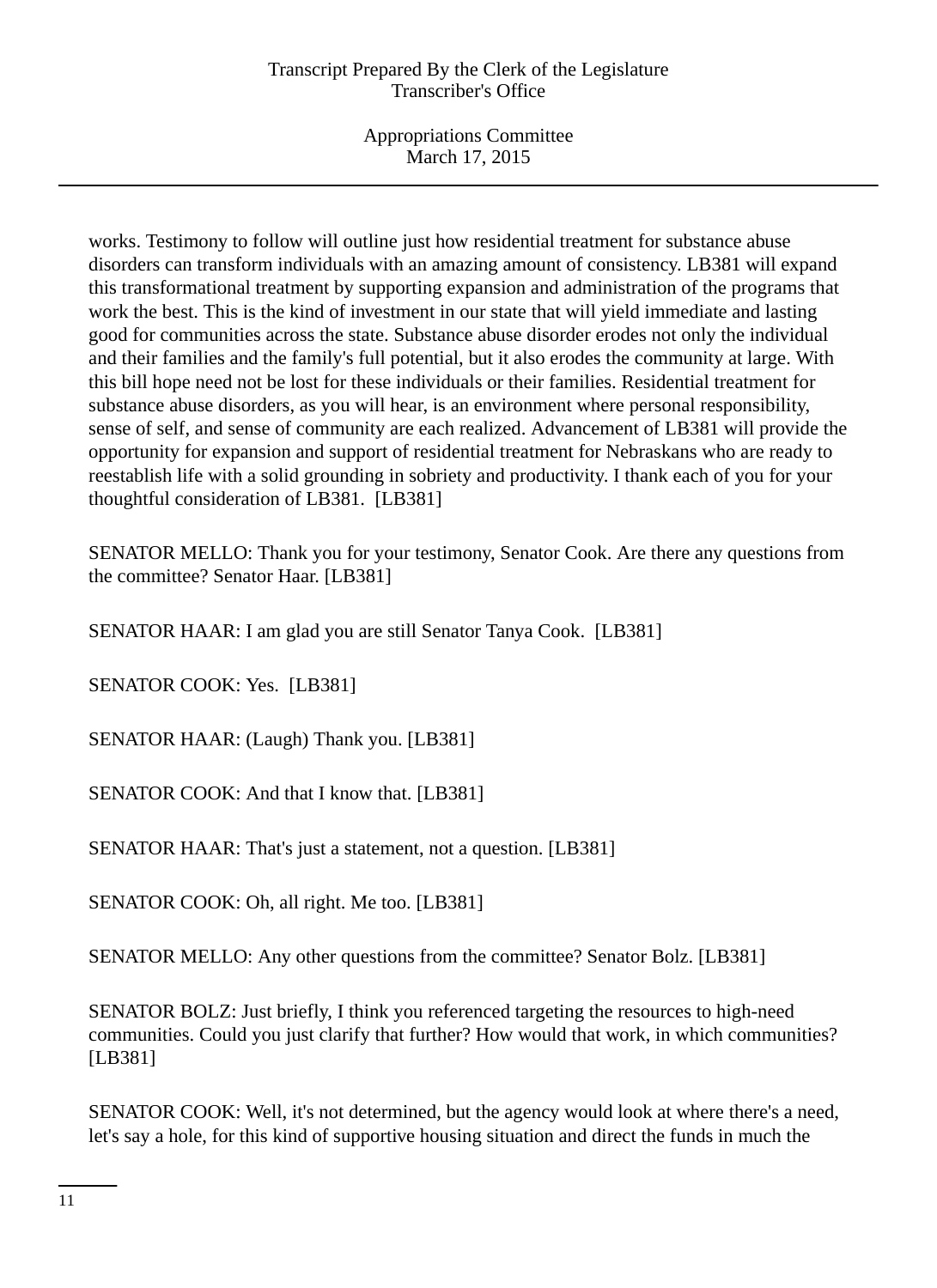works. Testimony to follow will outline just how residential treatment for substance abuse disorders can transform individuals with an amazing amount of consistency. LB381 will expand this transformational treatment by supporting expansion and administration of the programs that work the best. This is the kind of investment in our state that will yield immediate and lasting good for communities across the state. Substance abuse disorder erodes not only the individual and their families and the family's full potential, but it also erodes the community at large. With this bill hope need not be lost for these individuals or their families. Residential treatment for substance abuse disorders, as you will hear, is an environment where personal responsibility, sense of self, and sense of community are each realized. Advancement of LB381 will provide the opportunity for expansion and support of residential treatment for Nebraskans who are ready to reestablish life with a solid grounding in sobriety and productivity. I thank each of you for your thoughtful consideration of LB381. [LB381]

SENATOR MELLO: Thank you for your testimony, Senator Cook. Are there any questions from the committee? Senator Haar. [LB381]

SENATOR HAAR: I am glad you are still Senator Tanya Cook. [LB381]

SENATOR COOK: Yes. [LB381]

SENATOR HAAR: (Laugh) Thank you. [LB381]

SENATOR COOK: And that I know that. [LB381]

SENATOR HAAR: That's just a statement, not a question. [LB381]

SENATOR COOK: Oh, all right. Me too. [LB381]

SENATOR MELLO: Any other questions from the committee? Senator Bolz. [LB381]

SENATOR BOLZ: Just briefly, I think you referenced targeting the resources to high-need communities. Could you just clarify that further? How would that work, in which communities? [LB381]

SENATOR COOK: Well, it's not determined, but the agency would look at where there's a need, let's say a hole, for this kind of supportive housing situation and direct the funds in much the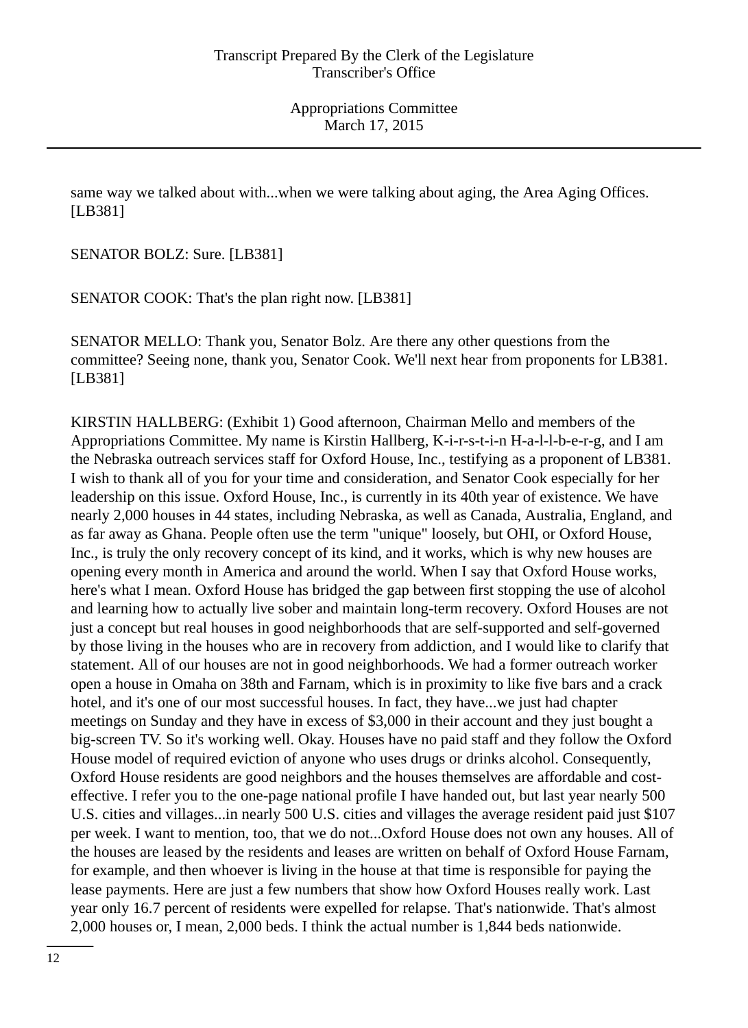same way we talked about with...when we were talking about aging, the Area Aging Offices. [LB381]

SENATOR BOLZ: Sure. [LB381]

SENATOR COOK: That's the plan right now. [LB381]

SENATOR MELLO: Thank you, Senator Bolz. Are there any other questions from the committee? Seeing none, thank you, Senator Cook. We'll next hear from proponents for LB381. [LB381]

KIRSTIN HALLBERG: (Exhibit 1) Good afternoon, Chairman Mello and members of the Appropriations Committee. My name is Kirstin Hallberg, K-i-r-s-t-i-n H-a-l-l-b-e-r-g, and I am the Nebraska outreach services staff for Oxford House, Inc., testifying as a proponent of LB381. I wish to thank all of you for your time and consideration, and Senator Cook especially for her leadership on this issue. Oxford House, Inc., is currently in its 40th year of existence. We have nearly 2,000 houses in 44 states, including Nebraska, as well as Canada, Australia, England, and as far away as Ghana. People often use the term "unique" loosely, but OHI, or Oxford House, Inc., is truly the only recovery concept of its kind, and it works, which is why new houses are opening every month in America and around the world. When I say that Oxford House works, here's what I mean. Oxford House has bridged the gap between first stopping the use of alcohol and learning how to actually live sober and maintain long-term recovery. Oxford Houses are not just a concept but real houses in good neighborhoods that are self-supported and self-governed by those living in the houses who are in recovery from addiction, and I would like to clarify that statement. All of our houses are not in good neighborhoods. We had a former outreach worker open a house in Omaha on 38th and Farnam, which is in proximity to like five bars and a crack hotel, and it's one of our most successful houses. In fact, they have...we just had chapter meetings on Sunday and they have in excess of $3,000 in their account and they just bought a big-screen TV. So it's working well. Okay. Houses have no paid staff and they follow the Oxford House model of required eviction of anyone who uses drugs or drinks alcohol. Consequently, Oxford House residents are good neighbors and the houses themselves are affordable and cost-effective. I refer you to the one-page national profile I have handed out, but last year nearly 500 U.S. cities and villages...in nearly 500 U.S. cities and villages the average resident paid just $107 per week. I want to mention, too, that we do not...Oxford House does not own any houses. All of the houses are leased by the residents and leases are written on behalf of Oxford House Farnam, for example, and then whoever is living in the house at that time is responsible for paying the lease payments. Here are just a few numbers that show how Oxford Houses really work. Last year only 16.7 percent of residents were expelled for relapse. That's nationwide. That's almost 2,000 houses or, I mean, 2,000 beds. I think the actual number is 1,844 beds nationwide.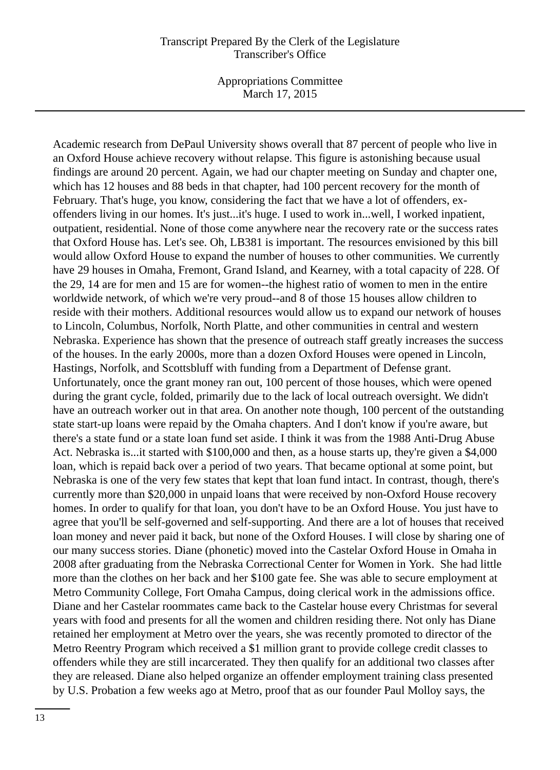Academic research from DePaul University shows overall that 87 percent of people who live in an Oxford House achieve recovery without relapse. This figure is astonishing because usual findings are around 20 percent. Again, we had our chapter meeting on Sunday and chapter one, which has 12 houses and 88 beds in that chapter, had 100 percent recovery for the month of February. That's huge, you know, considering the fact that we have a lot of offenders, ex-offenders living in our homes. It's just...it's huge. I used to work in...well, I worked inpatient, outpatient, residential. None of those come anywhere near the recovery rate or the success rates that Oxford House has. Let's see. Oh, LB381 is important. The resources envisioned by this bill would allow Oxford House to expand the number of houses to other communities. We currently have 29 houses in Omaha, Fremont, Grand Island, and Kearney, with a total capacity of 228. Of the 29, 14 are for men and 15 are for women--the highest ratio of women to men in the entire worldwide network, of which we're very proud--and 8 of those 15 houses allow children to reside with their mothers. Additional resources would allow us to expand our network of houses to Lincoln, Columbus, Norfolk, North Platte, and other communities in central and western Nebraska. Experience has shown that the presence of outreach staff greatly increases the success of the houses. In the early 2000s, more than a dozen Oxford Houses were opened in Lincoln, Hastings, Norfolk, and Scottsbluff with funding from a Department of Defense grant. Unfortunately, once the grant money ran out, 100 percent of those houses, which were opened during the grant cycle, folded, primarily due to the lack of local outreach oversight. We didn't have an outreach worker out in that area. On another note though, 100 percent of the outstanding state start-up loans were repaid by the Omaha chapters. And I don't know if you're aware, but there's a state fund or a state loan fund set aside. I think it was from the 1988 Anti-Drug Abuse Act. Nebraska is...it started with $100,000 and then, as a house starts up, they're given a $4,000 loan, which is repaid back over a period of two years. That became optional at some point, but Nebraska is one of the very few states that kept that loan fund intact. In contrast, though, there's currently more than $20,000 in unpaid loans that were received by non-Oxford House recovery homes. In order to qualify for that loan, you don't have to be an Oxford House. You just have to agree that you'll be self-governed and self-supporting. And there are a lot of houses that received loan money and never paid it back, but none of the Oxford Houses. I will close by sharing one of our many success stories. Diane (phonetic) moved into the Castelar Oxford House in Omaha in 2008 after graduating from the Nebraska Correctional Center for Women in York. She had little more than the clothes on her back and her $100 gate fee. She was able to secure employment at Metro Community College, Fort Omaha Campus, doing clerical work in the admissions office. Diane and her Castelar roommates came back to the Castelar house every Christmas for several years with food and presents for all the women and children residing there. Not only has Diane retained her employment at Metro over the years, she was recently promoted to director of the Metro Reentry Program which received a $1 million grant to provide college credit classes to offenders while they are still incarcerated. They then qualify for an additional two classes after they are released. Diane also helped organize an offender employment training class presented by U.S. Probation a few weeks ago at Metro, proof that as our founder Paul Molloy says, the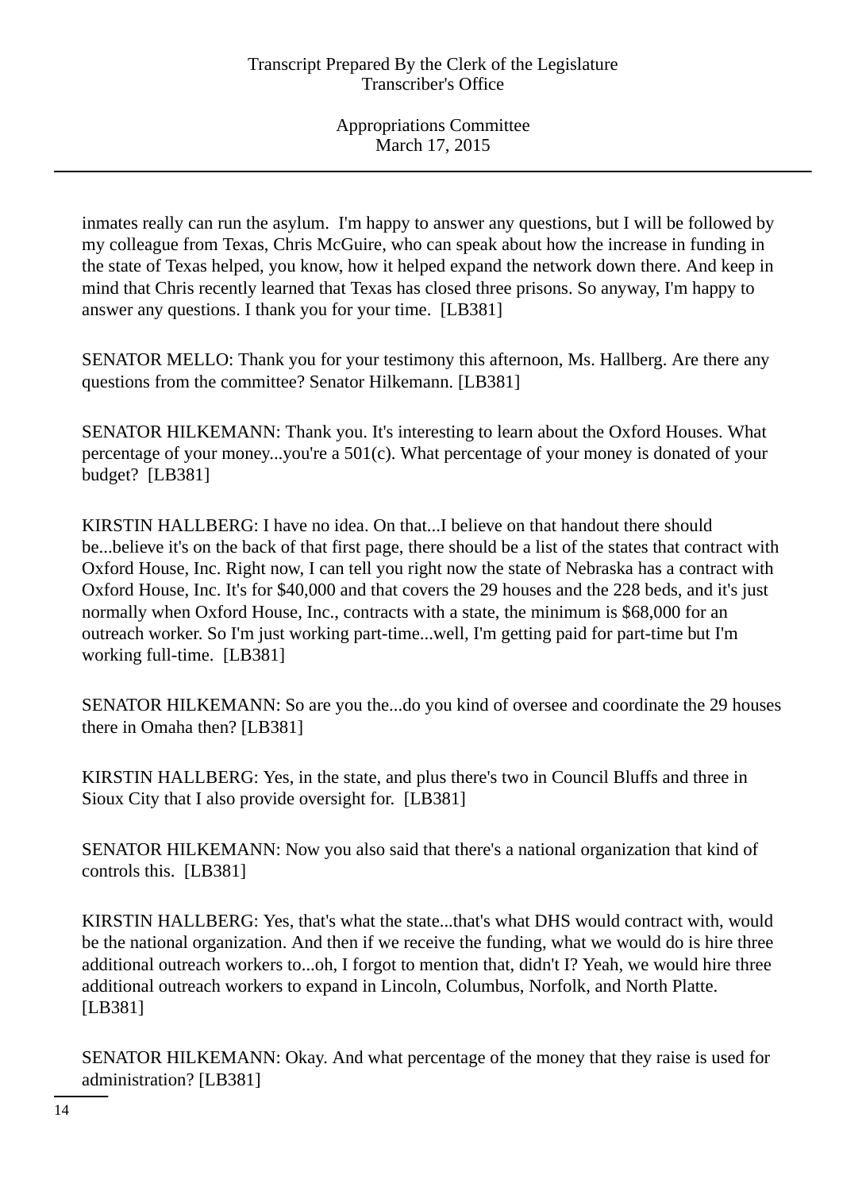inmates really can run the asylum. I'm happy to answer any questions, but I will be followed by my colleague from Texas, Chris McGuire, who can speak about how the increase in funding in the state of Texas helped, you know, how it helped expand the network down there. And keep in mind that Chris recently learned that Texas has closed three prisons. So anyway, I'm happy to answer any questions. I thank you for your time. [LB381]

SENATOR MELLO: Thank you for your testimony this afternoon, Ms. Hallberg. Are there any questions from the committee? Senator Hilkemann. [LB381]

SENATOR HILKEMANN: Thank you. It's interesting to learn about the Oxford Houses. What percentage of your money...you're a 501(c). What percentage of your money is donated of your budget? [LB381]

KIRSTIN HALLBERG: I have no idea. On that...I believe on that handout there should be...believe it's on the back of that first page, there should be a list of the states that contract with Oxford House, Inc. Right now, I can tell you right now the state of Nebraska has a contract with Oxford House, Inc. It's for $40,000 and that covers the 29 houses and the 228 beds, and it's just normally when Oxford House, Inc., contracts with a state, the minimum is $68,000 for an outreach worker. So I'm just working part-time...well, I'm getting paid for part-time but I'm working full-time. [LB381]

SENATOR HILKEMANN: So are you the...do you kind of oversee and coordinate the 29 houses there in Omaha then? [LB381]

KIRSTIN HALLBERG: Yes, in the state, and plus there's two in Council Bluffs and three in Sioux City that I also provide oversight for. [LB381]

SENATOR HILKEMANN: Now you also said that there's a national organization that kind of controls this. [LB381]

KIRSTIN HALLBERG: Yes, that's what the state...that's what DHS would contract with, would be the national organization. And then if we receive the funding, what we would do is hire three additional outreach workers to...oh, I forgot to mention that, didn't I? Yeah, we would hire three additional outreach workers to expand in Lincoln, Columbus, Norfolk, and North Platte. [LB381]

SENATOR HILKEMANN: Okay. And what percentage of the money that they raise is used for administration? [LB381]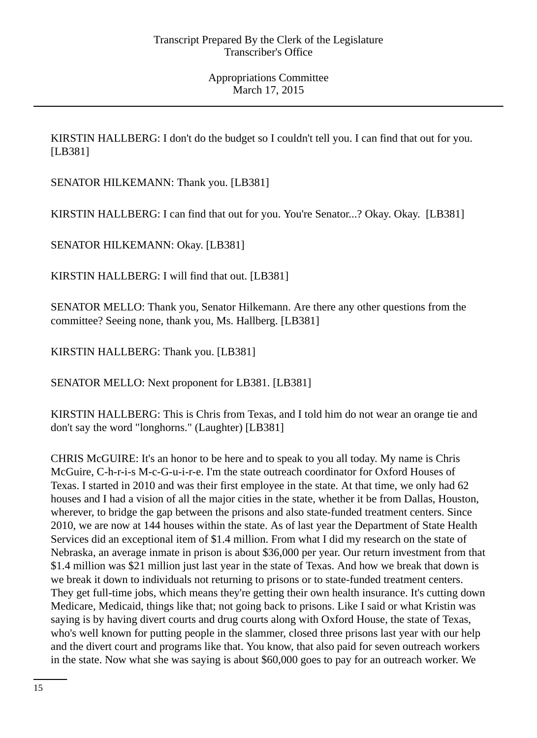KIRSTIN HALLBERG: I don't do the budget so I couldn't tell you. I can find that out for you. [LB381]

SENATOR HILKEMANN: Thank you. [LB381]

KIRSTIN HALLBERG: I can find that out for you. You're Senator...? Okay. Okay. [LB381]

SENATOR HILKEMANN: Okay. [LB381]

KIRSTIN HALLBERG: I will find that out. [LB381]

SENATOR MELLO: Thank you, Senator Hilkemann. Are there any other questions from the committee? Seeing none, thank you, Ms. Hallberg. [LB381]

KIRSTIN HALLBERG: Thank you. [LB381]

SENATOR MELLO: Next proponent for LB381. [LB381]

KIRSTIN HALLBERG: This is Chris from Texas, and I told him do not wear an orange tie and don't say the word "longhorns." (Laughter) [LB381]

CHRIS McGUIRE: It's an honor to be here and to speak to you all today. My name is Chris McGuire, C-h-r-i-s M-c-G-u-i-r-e. I'm the state outreach coordinator for Oxford Houses of Texas. I started in 2010 and was their first employee in the state. At that time, we only had 62 houses and I had a vision of all the major cities in the state, whether it be from Dallas, Houston, wherever, to bridge the gap between the prisons and also state-funded treatment centers. Since 2010, we are now at 144 houses within the state. As of last year the Department of State Health Services did an exceptional item of $1.4 million. From what I did my research on the state of Nebraska, an average inmate in prison is about $36,000 per year. Our return investment from that $1.4 million was $21 million just last year in the state of Texas. And how we break that down is we break it down to individuals not returning to prisons or to state-funded treatment centers. They get full-time jobs, which means they're getting their own health insurance. It's cutting down Medicare, Medicaid, things like that; not going back to prisons. Like I said or what Kristin was saying is by having divert courts and drug courts along with Oxford House, the state of Texas, who's well known for putting people in the slammer, closed three prisons last year with our help and the divert court and programs like that. You know, that also paid for seven outreach workers in the state. Now what she was saying is about $60,000 goes to pay for an outreach worker. We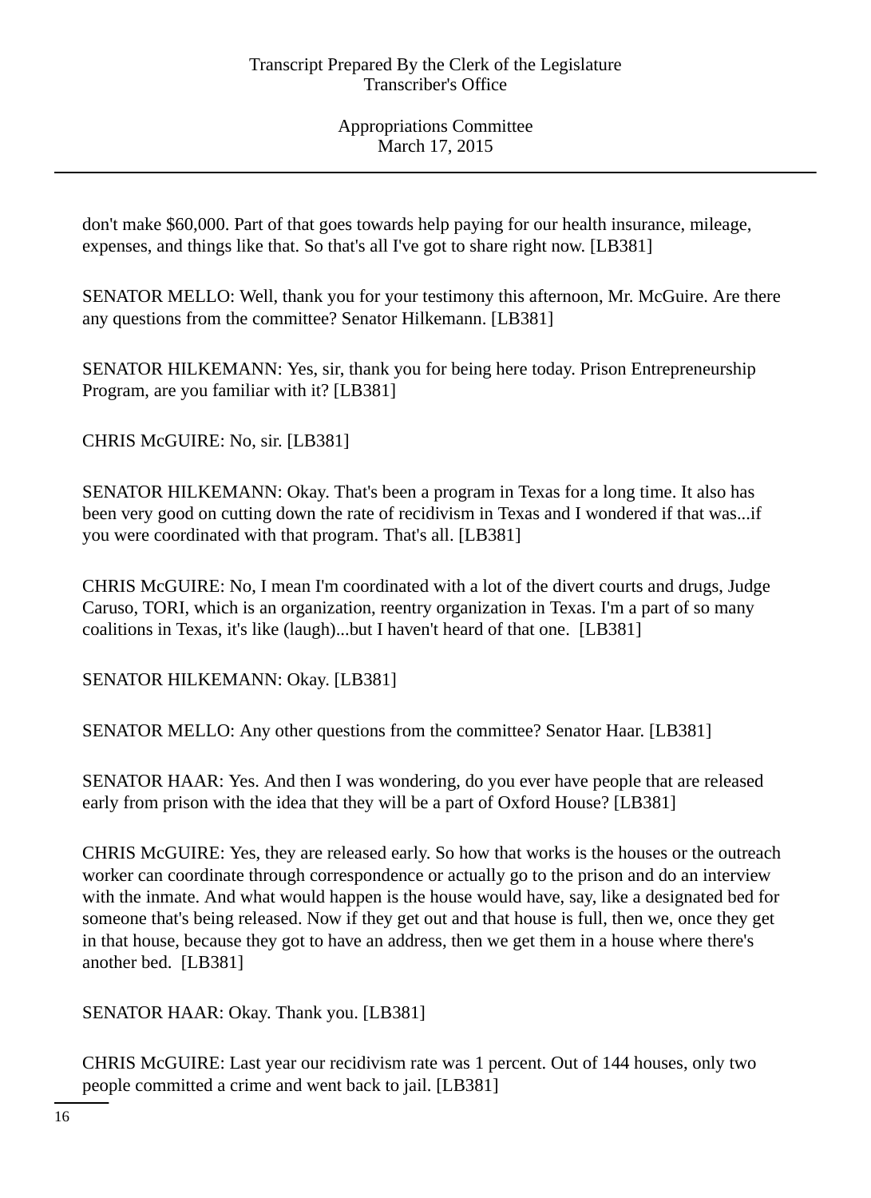don't make $60,000. Part of that goes towards help paying for our health insurance, mileage, expenses, and things like that. So that's all I've got to share right now. [LB381]

SENATOR MELLO: Well, thank you for your testimony this afternoon, Mr. McGuire. Are there any questions from the committee? Senator Hilkemann. [LB381]

SENATOR HILKEMANN: Yes, sir, thank you for being here today. Prison Entrepreneurship Program, are you familiar with it? [LB381]

CHRIS McGUIRE: No, sir. [LB381]

SENATOR HILKEMANN: Okay. That's been a program in Texas for a long time. It also has been very good on cutting down the rate of recidivism in Texas and I wondered if that was...if you were coordinated with that program. That's all. [LB381]

CHRIS McGUIRE: No, I mean I'm coordinated with a lot of the divert courts and drugs, Judge Caruso, TORI, which is an organization, reentry organization in Texas. I'm a part of so many coalitions in Texas, it's like (laugh)...but I haven't heard of that one. [LB381]

SENATOR HILKEMANN: Okay. [LB381]

SENATOR MELLO: Any other questions from the committee? Senator Haar. [LB381]

SENATOR HAAR: Yes. And then I was wondering, do you ever have people that are released early from prison with the idea that they will be a part of Oxford House? [LB381]

CHRIS McGUIRE: Yes, they are released early. So how that works is the houses or the outreach worker can coordinate through correspondence or actually go to the prison and do an interview with the inmate. And what would happen is the house would have, say, like a designated bed for someone that's being released. Now if they get out and that house is full, then we, once they get in that house, because they got to have an address, then we get them in a house where there's another bed. [LB381]

SENATOR HAAR: Okay. Thank you. [LB381]

CHRIS McGUIRE: Last year our recidivism rate was 1 percent. Out of 144 houses, only two people committed a crime and went back to jail. [LB381]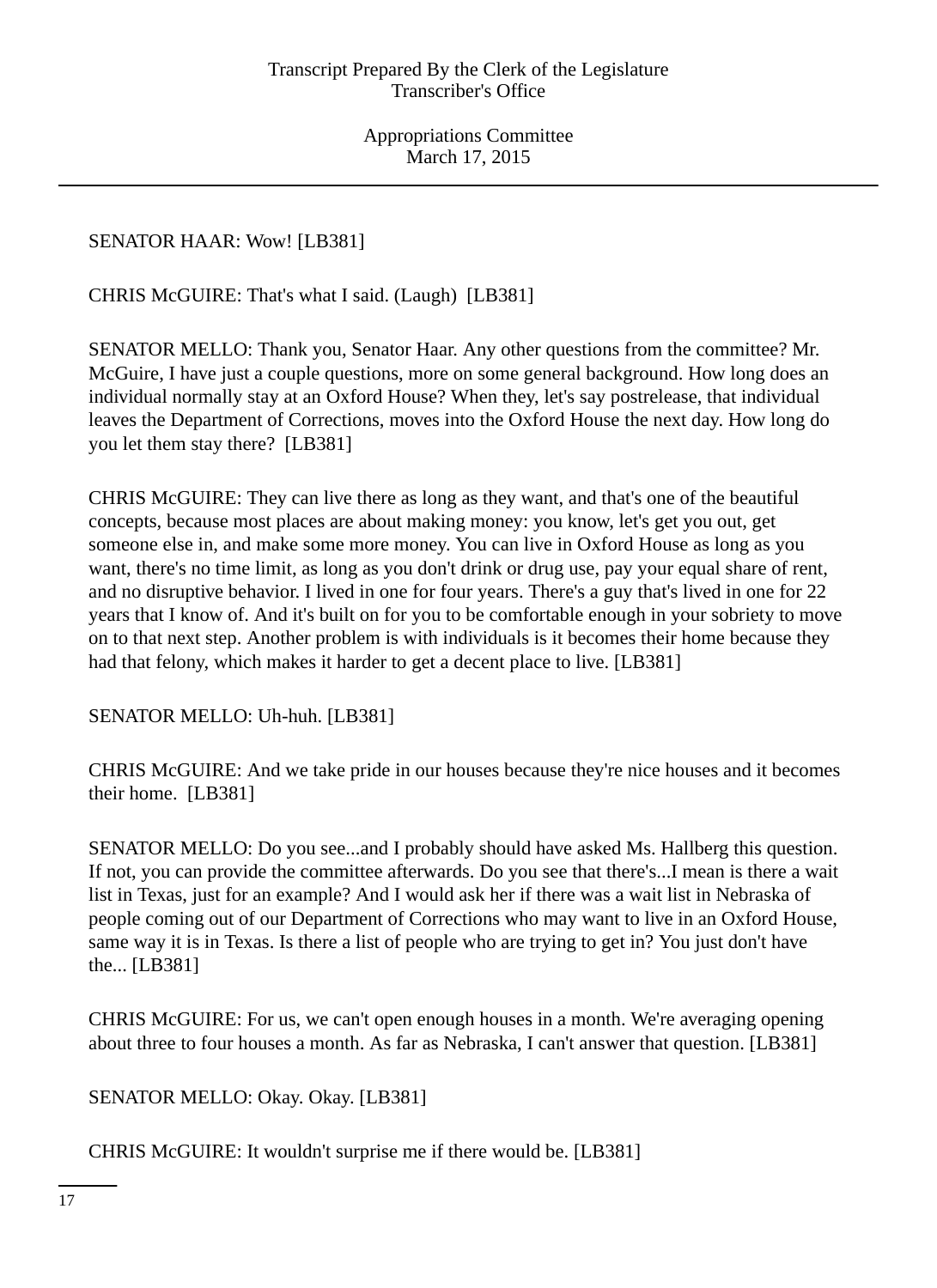SENATOR HAAR: Wow! [LB381]

CHRIS McGUIRE: That's what I said. (Laugh)  [LB381]

SENATOR MELLO: Thank you, Senator Haar. Any other questions from the committee? Mr. McGuire, I have just a couple questions, more on some general background. How long does an individual normally stay at an Oxford House? When they, let's say postrelease, that individual leaves the Department of Corrections, moves into the Oxford House the next day. How long do you let them stay there?  [LB381]

CHRIS McGUIRE: They can live there as long as they want, and that's one of the beautiful concepts, because most places are about making money: you know, let's get you out, get someone else in, and make some more money. You can live in Oxford House as long as you want, there's no time limit, as long as you don't drink or drug use, pay your equal share of rent, and no disruptive behavior. I lived in one for four years. There's a guy that's lived in one for 22 years that I know of. And it's built on for you to be comfortable enough in your sobriety to move on to that next step. Another problem is with individuals is it becomes their home because they had that felony, which makes it harder to get a decent place to live. [LB381]

SENATOR MELLO: Uh-huh. [LB381]

CHRIS McGUIRE: And we take pride in our houses because they're nice houses and it becomes their home.  [LB381]

SENATOR MELLO: Do you see...and I probably should have asked Ms. Hallberg this question. If not, you can provide the committee afterwards. Do you see that there's...I mean is there a wait list in Texas, just for an example? And I would ask her if there was a wait list in Nebraska of people coming out of our Department of Corrections who may want to live in an Oxford House, same way it is in Texas. Is there a list of people who are trying to get in? You just don't have the... [LB381]

CHRIS McGUIRE: For us, we can't open enough houses in a month. We're averaging opening about three to four houses a month. As far as Nebraska, I can't answer that question. [LB381]

SENATOR MELLO: Okay. Okay. [LB381]

CHRIS McGUIRE: It wouldn't surprise me if there would be. [LB381]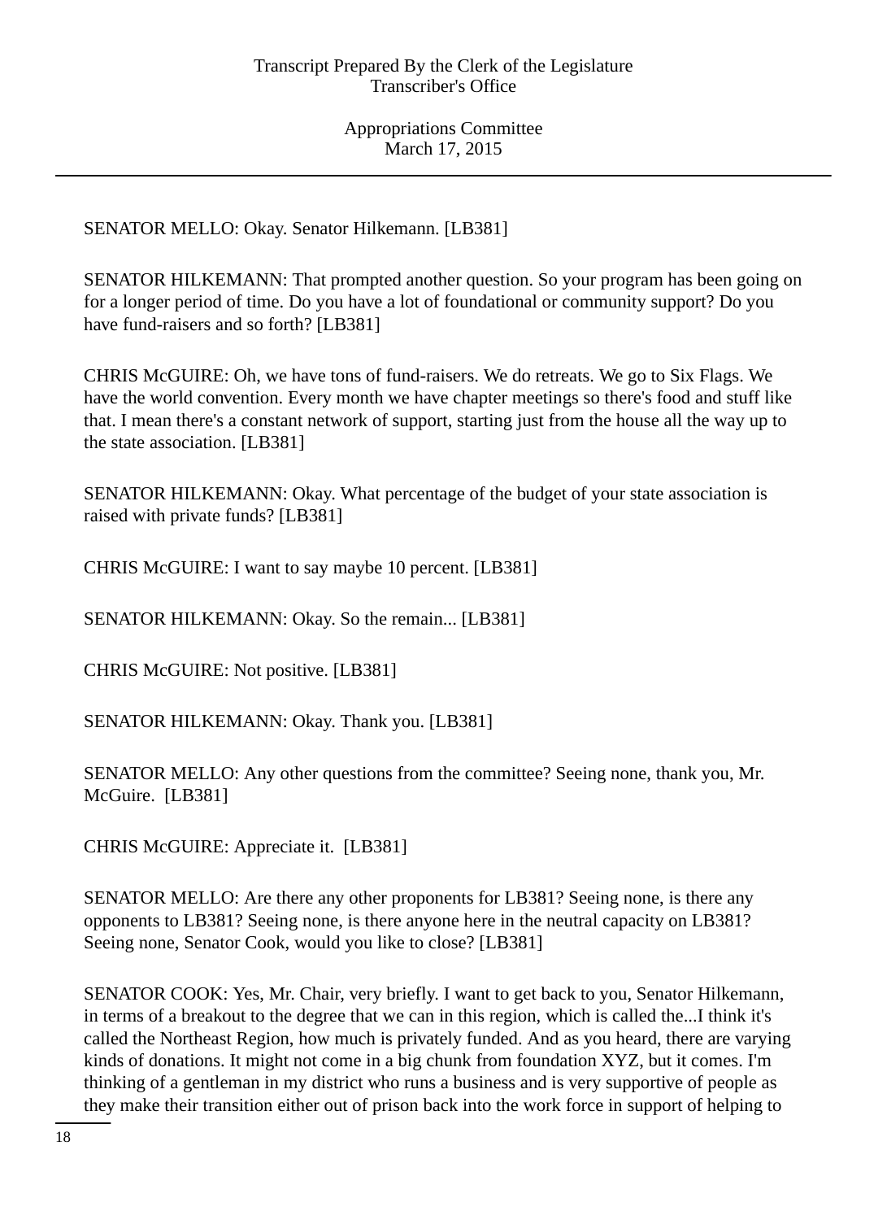SENATOR MELLO: Okay. Senator Hilkemann. [LB381]

SENATOR HILKEMANN: That prompted another question. So your program has been going on for a longer period of time. Do you have a lot of foundational or community support? Do you have fund-raisers and so forth? [LB381]

CHRIS McGUIRE: Oh, we have tons of fund-raisers. We do retreats. We go to Six Flags. We have the world convention. Every month we have chapter meetings so there's food and stuff like that. I mean there's a constant network of support, starting just from the house all the way up to the state association. [LB381]

SENATOR HILKEMANN: Okay. What percentage of the budget of your state association is raised with private funds? [LB381]

CHRIS McGUIRE: I want to say maybe 10 percent. [LB381]

SENATOR HILKEMANN: Okay. So the remain... [LB381]

CHRIS McGUIRE: Not positive. [LB381]

SENATOR HILKEMANN: Okay. Thank you. [LB381]

SENATOR MELLO: Any other questions from the committee? Seeing none, thank you, Mr. McGuire. [LB381]

CHRIS McGUIRE: Appreciate it. [LB381]

SENATOR MELLO: Are there any other proponents for LB381? Seeing none, is there any opponents to LB381? Seeing none, is there anyone here in the neutral capacity on LB381? Seeing none, Senator Cook, would you like to close? [LB381]

SENATOR COOK: Yes, Mr. Chair, very briefly. I want to get back to you, Senator Hilkemann, in terms of a breakout to the degree that we can in this region, which is called the...I think it's called the Northeast Region, how much is privately funded. And as you heard, there are varying kinds of donations. It might not come in a big chunk from foundation XYZ, but it comes. I'm thinking of a gentleman in my district who runs a business and is very supportive of people as they make their transition either out of prison back into the work force in support of helping to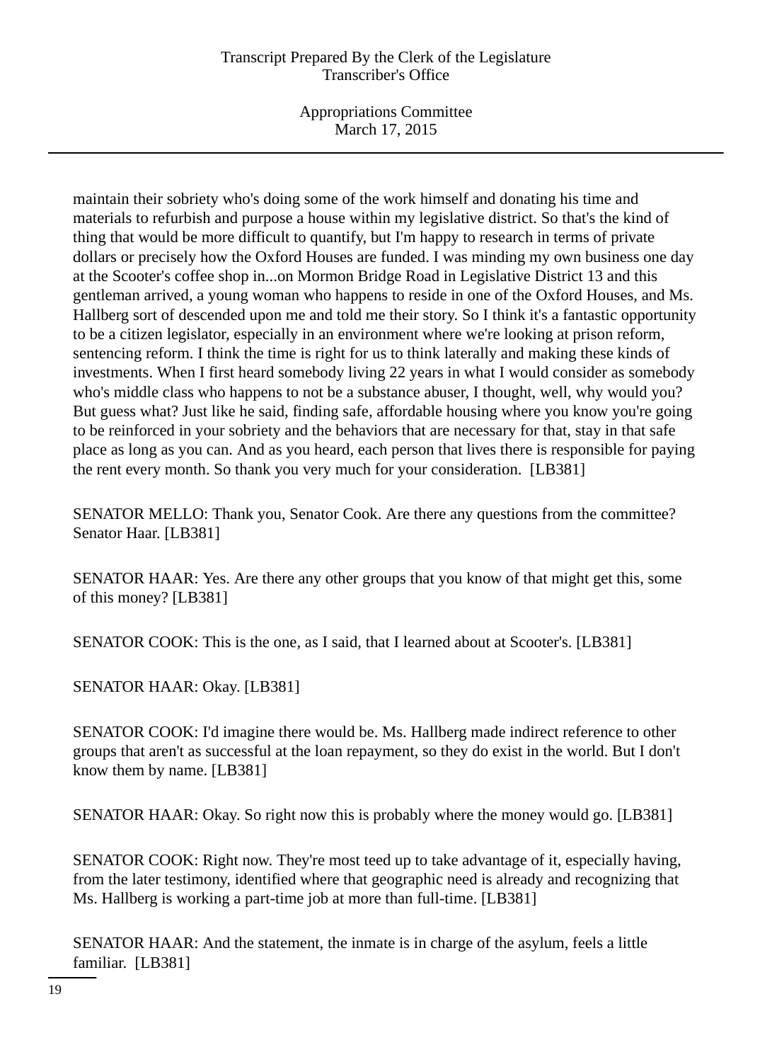maintain their sobriety who's doing some of the work himself and donating his time and materials to refurbish and purpose a house within my legislative district. So that's the kind of thing that would be more difficult to quantify, but I'm happy to research in terms of private dollars or precisely how the Oxford Houses are funded. I was minding my own business one day at the Scooter's coffee shop in...on Mormon Bridge Road in Legislative District 13 and this gentleman arrived, a young woman who happens to reside in one of the Oxford Houses, and Ms. Hallberg sort of descended upon me and told me their story. So I think it's a fantastic opportunity to be a citizen legislator, especially in an environment where we're looking at prison reform, sentencing reform. I think the time is right for us to think laterally and making these kinds of investments. When I first heard somebody living 22 years in what I would consider as somebody who's middle class who happens to not be a substance abuser, I thought, well, why would you? But guess what? Just like he said, finding safe, affordable housing where you know you're going to be reinforced in your sobriety and the behaviors that are necessary for that, stay in that safe place as long as you can. And as you heard, each person that lives there is responsible for paying the rent every month. So thank you very much for your consideration. [LB381]

SENATOR MELLO: Thank you, Senator Cook. Are there any questions from the committee? Senator Haar. [LB381]

SENATOR HAAR: Yes. Are there any other groups that you know of that might get this, some of this money? [LB381]

SENATOR COOK: This is the one, as I said, that I learned about at Scooter's. [LB381]

SENATOR HAAR: Okay. [LB381]

SENATOR COOK: I'd imagine there would be. Ms. Hallberg made indirect reference to other groups that aren't as successful at the loan repayment, so they do exist in the world. But I don't know them by name. [LB381]

SENATOR HAAR: Okay. So right now this is probably where the money would go. [LB381]

SENATOR COOK: Right now. They're most teed up to take advantage of it, especially having, from the later testimony, identified where that geographic need is already and recognizing that Ms. Hallberg is working a part-time job at more than full-time. [LB381]

SENATOR HAAR: And the statement, the inmate is in charge of the asylum, feels a little familiar. [LB381]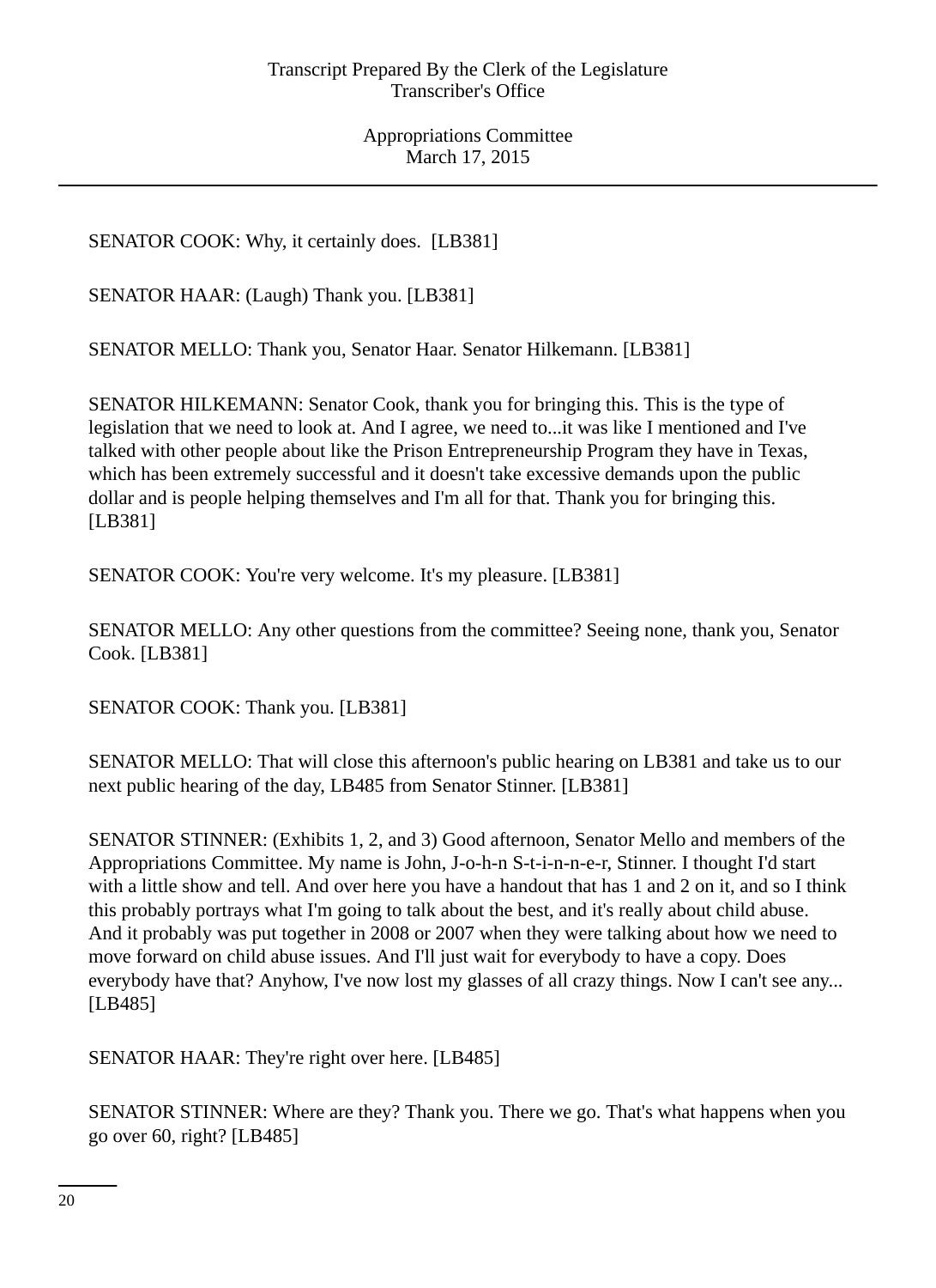SENATOR COOK: Why, it certainly does. [LB381]

SENATOR HAAR: (Laugh) Thank you. [LB381]

SENATOR MELLO: Thank you, Senator Haar. Senator Hilkemann. [LB381]

SENATOR HILKEMANN: Senator Cook, thank you for bringing this. This is the type of legislation that we need to look at. And I agree, we need to...it was like I mentioned and I've talked with other people about like the Prison Entrepreneurship Program they have in Texas, which has been extremely successful and it doesn't take excessive demands upon the public dollar and is people helping themselves and I'm all for that. Thank you for bringing this. [LB381]

SENATOR COOK: You're very welcome. It's my pleasure. [LB381]

SENATOR MELLO: Any other questions from the committee? Seeing none, thank you, Senator Cook. [LB381]

SENATOR COOK: Thank you. [LB381]

SENATOR MELLO: That will close this afternoon's public hearing on LB381 and take us to our next public hearing of the day, LB485 from Senator Stinner. [LB381]

SENATOR STINNER: (Exhibits 1, 2, and 3) Good afternoon, Senator Mello and members of the Appropriations Committee. My name is John, J-o-h-n S-t-i-n-n-e-r, Stinner. I thought I'd start with a little show and tell. And over here you have a handout that has 1 and 2 on it, and so I think this probably portrays what I'm going to talk about the best, and it's really about child abuse. And it probably was put together in 2008 or 2007 when they were talking about how we need to move forward on child abuse issues. And I'll just wait for everybody to have a copy. Does everybody have that? Anyhow, I've now lost my glasses of all crazy things. Now I can't see any... [LB485]

SENATOR HAAR: They're right over here. [LB485]

SENATOR STINNER: Where are they? Thank you. There we go. That's what happens when you go over 60, right? [LB485]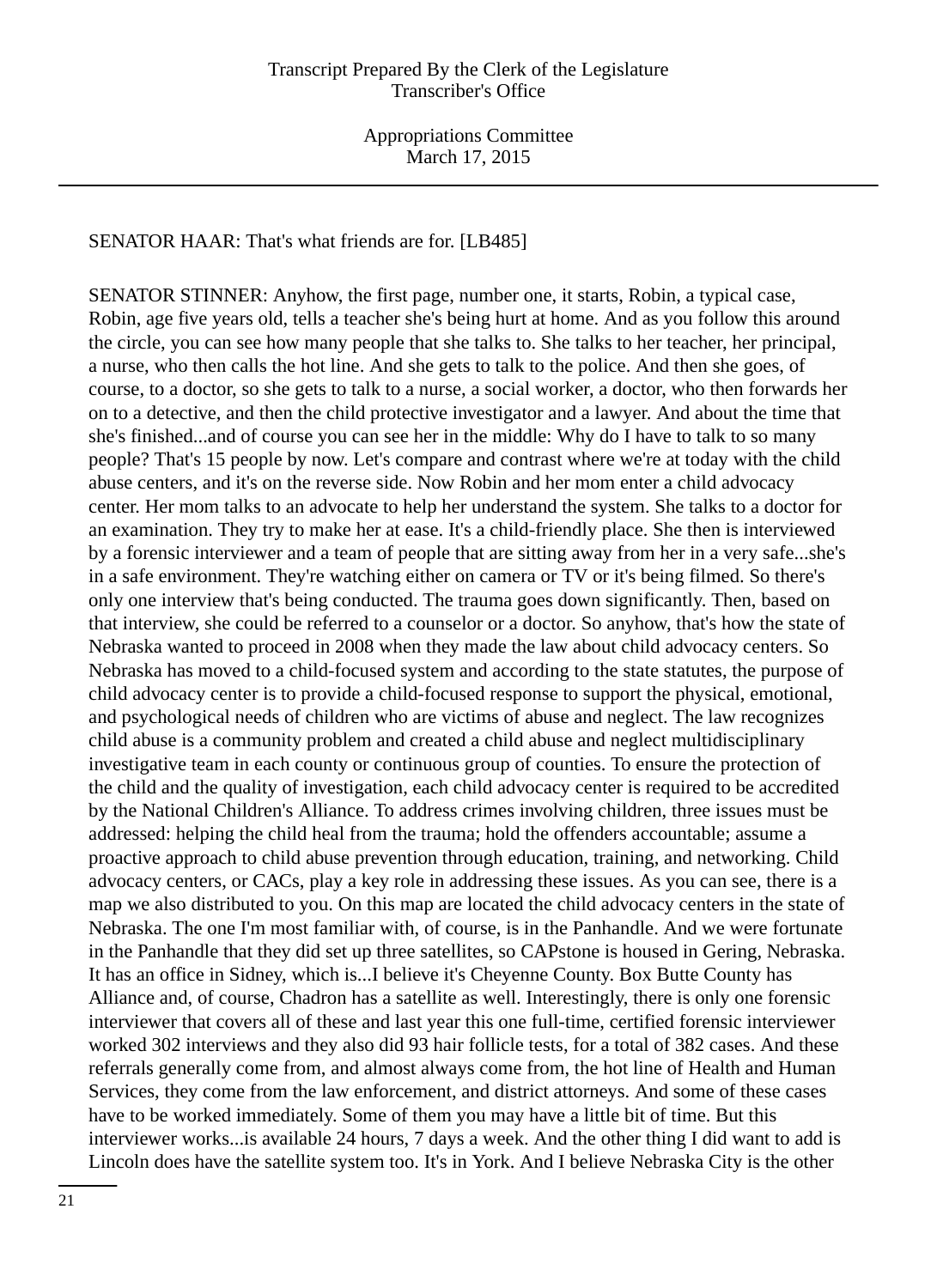SENATOR HAAR: That's what friends are for. [LB485]

SENATOR STINNER: Anyhow, the first page, number one, it starts, Robin, a typical case, Robin, age five years old, tells a teacher she's being hurt at home. And as you follow this around the circle, you can see how many people that she talks to. She talks to her teacher, her principal, a nurse, who then calls the hot line. And she gets to talk to the police. And then she goes, of course, to a doctor, so she gets to talk to a nurse, a social worker, a doctor, who then forwards her on to a detective, and then the child protective investigator and a lawyer. And about the time that she's finished...and of course you can see her in the middle: Why do I have to talk to so many people? That's 15 people by now. Let's compare and contrast where we're at today with the child abuse centers, and it's on the reverse side. Now Robin and her mom enter a child advocacy center. Her mom talks to an advocate to help her understand the system. She talks to a doctor for an examination. They try to make her at ease. It's a child-friendly place. She then is interviewed by a forensic interviewer and a team of people that are sitting away from her in a very safe...she's in a safe environment. They're watching either on camera or TV or it's being filmed. So there's only one interview that's being conducted. The trauma goes down significantly. Then, based on that interview, she could be referred to a counselor or a doctor. So anyhow, that's how the state of Nebraska wanted to proceed in 2008 when they made the law about child advocacy centers. So Nebraska has moved to a child-focused system and according to the state statutes, the purpose of child advocacy center is to provide a child-focused response to support the physical, emotional, and psychological needs of children who are victims of abuse and neglect. The law recognizes child abuse is a community problem and created a child abuse and neglect multidisciplinary investigative team in each county or continuous group of counties. To ensure the protection of the child and the quality of investigation, each child advocacy center is required to be accredited by the National Children's Alliance. To address crimes involving children, three issues must be addressed: helping the child heal from the trauma; hold the offenders accountable; assume a proactive approach to child abuse prevention through education, training, and networking. Child advocacy centers, or CACs, play a key role in addressing these issues. As you can see, there is a map we also distributed to you. On this map are located the child advocacy centers in the state of Nebraska. The one I'm most familiar with, of course, is in the Panhandle. And we were fortunate in the Panhandle that they did set up three satellites, so CAPstone is housed in Gering, Nebraska. It has an office in Sidney, which is...I believe it's Cheyenne County. Box Butte County has Alliance and, of course, Chadron has a satellite as well. Interestingly, there is only one forensic interviewer that covers all of these and last year this one full-time, certified forensic interviewer worked 302 interviews and they also did 93 hair follicle tests, for a total of 382 cases. And these referrals generally come from, and almost always come from, the hot line of Health and Human Services, they come from the law enforcement, and district attorneys. And some of these cases have to be worked immediately. Some of them you may have a little bit of time. But this interviewer works...is available 24 hours, 7 days a week. And the other thing I did want to add is Lincoln does have the satellite system too. It's in York. And I believe Nebraska City is the other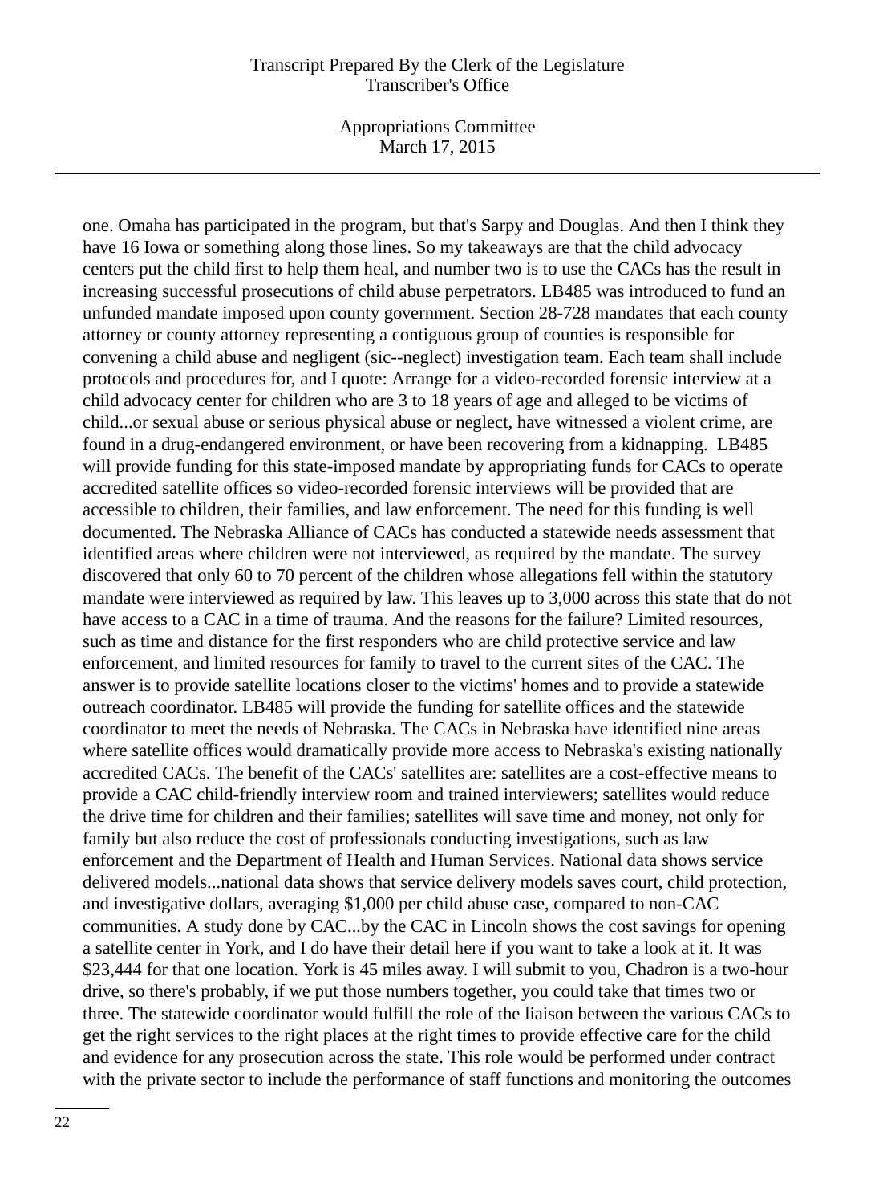one. Omaha has participated in the program, but that's Sarpy and Douglas. And then I think they have 16 Iowa or something along those lines. So my takeaways are that the child advocacy centers put the child first to help them heal, and number two is to use the CACs has the result in increasing successful prosecutions of child abuse perpetrators. LB485 was introduced to fund an unfunded mandate imposed upon county government. Section 28-728 mandates that each county attorney or county attorney representing a contiguous group of counties is responsible for convening a child abuse and negligent (sic--neglect) investigation team. Each team shall include protocols and procedures for, and I quote: Arrange for a video-recorded forensic interview at a child advocacy center for children who are 3 to 18 years of age and alleged to be victims of child...or sexual abuse or serious physical abuse or neglect, have witnessed a violent crime, are found in a drug-endangered environment, or have been recovering from a kidnapping. LB485 will provide funding for this state-imposed mandate by appropriating funds for CACs to operate accredited satellite offices so video-recorded forensic interviews will be provided that are accessible to children, their families, and law enforcement. The need for this funding is well documented. The Nebraska Alliance of CACs has conducted a statewide needs assessment that identified areas where children were not interviewed, as required by the mandate. The survey discovered that only 60 to 70 percent of the children whose allegations fell within the statutory mandate were interviewed as required by law. This leaves up to 3,000 across this state that do not have access to a CAC in a time of trauma. And the reasons for the failure? Limited resources, such as time and distance for the first responders who are child protective service and law enforcement, and limited resources for family to travel to the current sites of the CAC. The answer is to provide satellite locations closer to the victims' homes and to provide a statewide outreach coordinator. LB485 will provide the funding for satellite offices and the statewide coordinator to meet the needs of Nebraska. The CACs in Nebraska have identified nine areas where satellite offices would dramatically provide more access to Nebraska's existing nationally accredited CACs. The benefit of the CACs' satellites are: satellites are a cost-effective means to provide a CAC child-friendly interview room and trained interviewers; satellites would reduce the drive time for children and their families; satellites will save time and money, not only for family but also reduce the cost of professionals conducting investigations, such as law enforcement and the Department of Health and Human Services. National data shows service delivered models...national data shows that service delivery models saves court, child protection, and investigative dollars, averaging $1,000 per child abuse case, compared to non-CAC communities. A study done by CAC...by the CAC in Lincoln shows the cost savings for opening a satellite center in York, and I do have their detail here if you want to take a look at it. It was $23,444 for that one location. York is 45 miles away. I will submit to you, Chadron is a two-hour drive, so there's probably, if we put those numbers together, you could take that times two or three. The statewide coordinator would fulfill the role of the liaison between the various CACs to get the right services to the right places at the right times to provide effective care for the child and evidence for any prosecution across the state. This role would be performed under contract with the private sector to include the performance of staff functions and monitoring the outcomes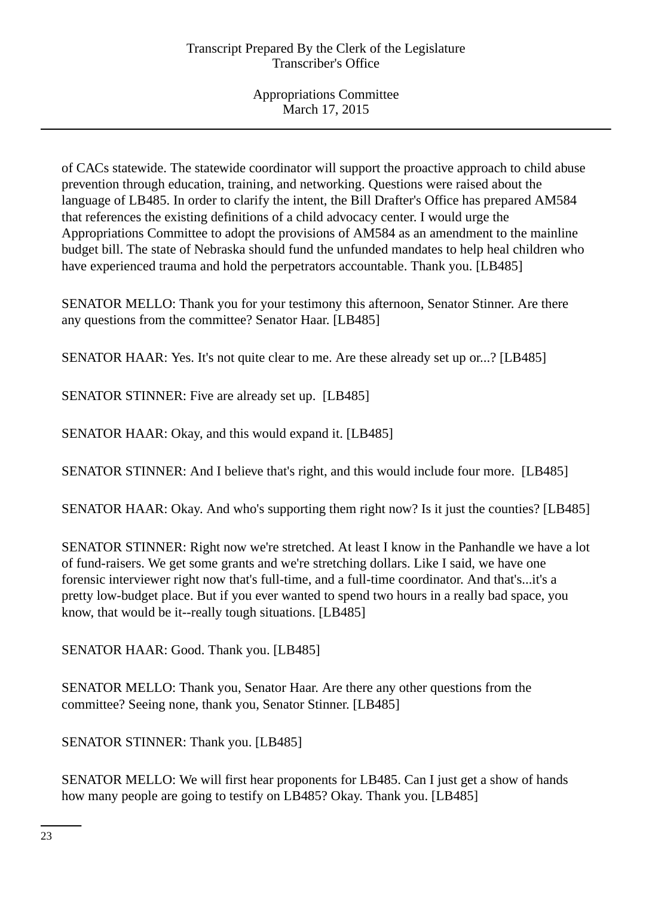of CACs statewide. The statewide coordinator will support the proactive approach to child abuse prevention through education, training, and networking. Questions were raised about the language of LB485. In order to clarify the intent, the Bill Drafter's Office has prepared AM584 that references the existing definitions of a child advocacy center. I would urge the Appropriations Committee to adopt the provisions of AM584 as an amendment to the mainline budget bill. The state of Nebraska should fund the unfunded mandates to help heal children who have experienced trauma and hold the perpetrators accountable. Thank you. [LB485]

SENATOR MELLO: Thank you for your testimony this afternoon, Senator Stinner. Are there any questions from the committee? Senator Haar. [LB485]

SENATOR HAAR: Yes. It's not quite clear to me. Are these already set up or...? [LB485]

SENATOR STINNER: Five are already set up. [LB485]

SENATOR HAAR: Okay, and this would expand it. [LB485]

SENATOR STINNER: And I believe that's right, and this would include four more. [LB485]

SENATOR HAAR: Okay. And who's supporting them right now? Is it just the counties? [LB485]

SENATOR STINNER: Right now we're stretched. At least I know in the Panhandle we have a lot of fund-raisers. We get some grants and we're stretching dollars. Like I said, we have one forensic interviewer right now that's full-time, and a full-time coordinator. And that's...it's a pretty low-budget place. But if you ever wanted to spend two hours in a really bad space, you know, that would be it--really tough situations. [LB485]

SENATOR HAAR: Good. Thank you. [LB485]

SENATOR MELLO: Thank you, Senator Haar. Are there any other questions from the committee? Seeing none, thank you, Senator Stinner. [LB485]

SENATOR STINNER: Thank you. [LB485]

SENATOR MELLO: We will first hear proponents for LB485. Can I just get a show of hands how many people are going to testify on LB485? Okay. Thank you. [LB485]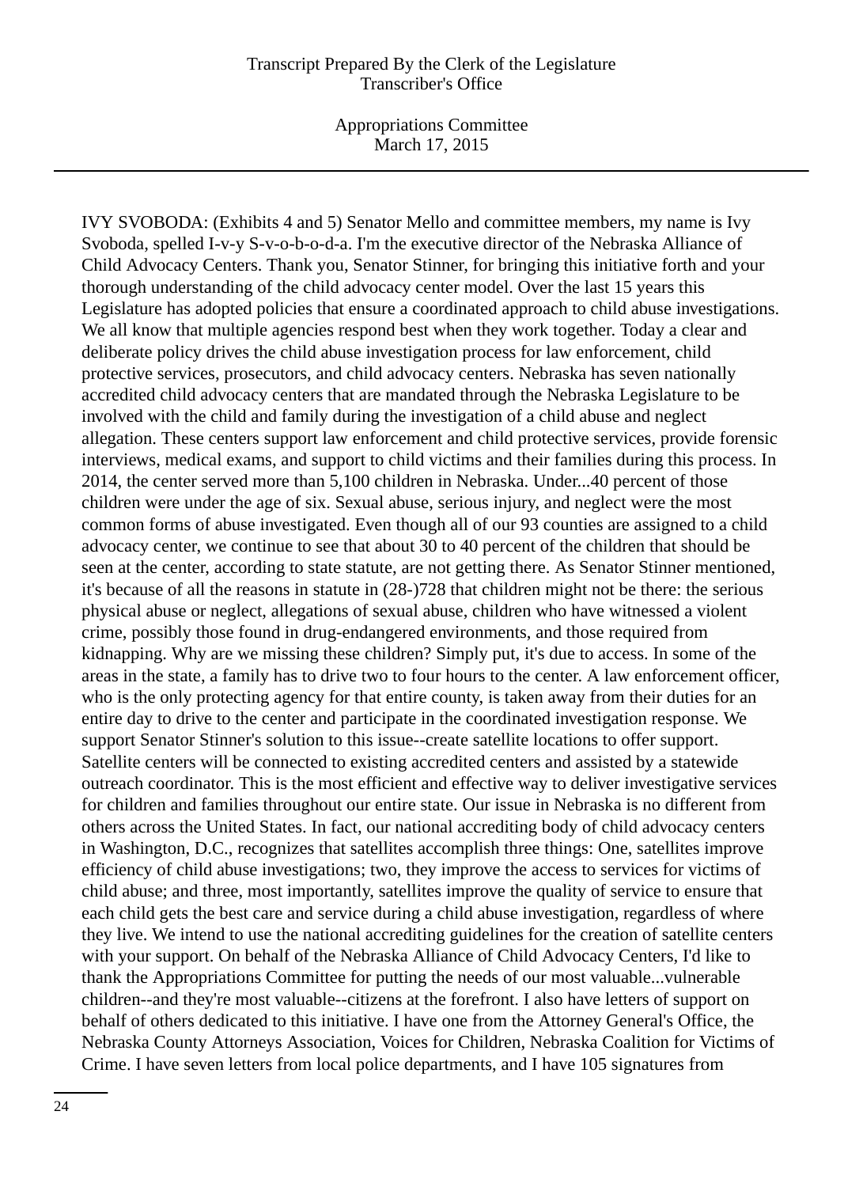IVY SVOBODA: (Exhibits 4 and 5) Senator Mello and committee members, my name is Ivy Svoboda, spelled I-v-y S-v-o-b-o-d-a. I'm the executive director of the Nebraska Alliance of Child Advocacy Centers. Thank you, Senator Stinner, for bringing this initiative forth and your thorough understanding of the child advocacy center model. Over the last 15 years this Legislature has adopted policies that ensure a coordinated approach to child abuse investigations. We all know that multiple agencies respond best when they work together. Today a clear and deliberate policy drives the child abuse investigation process for law enforcement, child protective services, prosecutors, and child advocacy centers. Nebraska has seven nationally accredited child advocacy centers that are mandated through the Nebraska Legislature to be involved with the child and family during the investigation of a child abuse and neglect allegation. These centers support law enforcement and child protective services, provide forensic interviews, medical exams, and support to child victims and their families during this process. In 2014, the center served more than 5,100 children in Nebraska. Under...40 percent of those children were under the age of six. Sexual abuse, serious injury, and neglect were the most common forms of abuse investigated. Even though all of our 93 counties are assigned to a child advocacy center, we continue to see that about 30 to 40 percent of the children that should be seen at the center, according to state statute, are not getting there. As Senator Stinner mentioned, it's because of all the reasons in statute in (28-)728 that children might not be there: the serious physical abuse or neglect, allegations of sexual abuse, children who have witnessed a violent crime, possibly those found in drug-endangered environments, and those required from kidnapping. Why are we missing these children? Simply put, it's due to access. In some of the areas in the state, a family has to drive two to four hours to the center. A law enforcement officer, who is the only protecting agency for that entire county, is taken away from their duties for an entire day to drive to the center and participate in the coordinated investigation response. We support Senator Stinner's solution to this issue--create satellite locations to offer support. Satellite centers will be connected to existing accredited centers and assisted by a statewide outreach coordinator. This is the most efficient and effective way to deliver investigative services for children and families throughout our entire state. Our issue in Nebraska is no different from others across the United States. In fact, our national accrediting body of child advocacy centers in Washington, D.C., recognizes that satellites accomplish three things: One, satellites improve efficiency of child abuse investigations; two, they improve the access to services for victims of child abuse; and three, most importantly, satellites improve the quality of service to ensure that each child gets the best care and service during a child abuse investigation, regardless of where they live. We intend to use the national accrediting guidelines for the creation of satellite centers with your support. On behalf of the Nebraska Alliance of Child Advocacy Centers, I'd like to thank the Appropriations Committee for putting the needs of our most valuable...vulnerable children--and they're most valuable--citizens at the forefront. I also have letters of support on behalf of others dedicated to this initiative. I have one from the Attorney General's Office, the Nebraska County Attorneys Association, Voices for Children, Nebraska Coalition for Victims of Crime. I have seven letters from local police departments, and I have 105 signatures from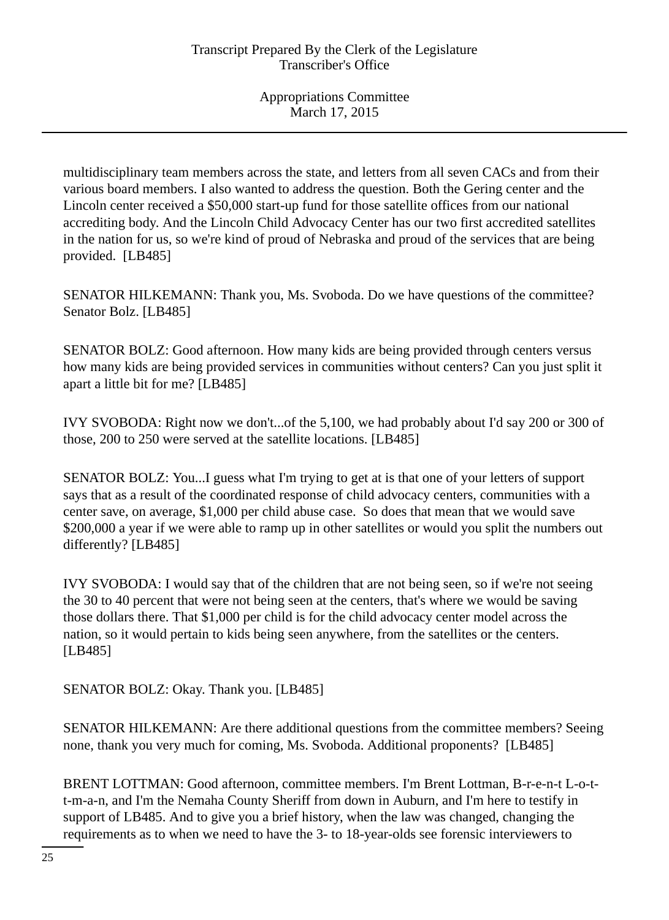multidisciplinary team members across the state, and letters from all seven CACs and from their various board members. I also wanted to address the question. Both the Gering center and the Lincoln center received a $50,000 start-up fund for those satellite offices from our national accrediting body. And the Lincoln Child Advocacy Center has our two first accredited satellites in the nation for us, so we're kind of proud of Nebraska and proud of the services that are being provided. [LB485]

SENATOR HILKEMANN: Thank you, Ms. Svoboda. Do we have questions of the committee? Senator Bolz. [LB485]

SENATOR BOLZ: Good afternoon. How many kids are being provided through centers versus how many kids are being provided services in communities without centers? Can you just split it apart a little bit for me? [LB485]

IVY SVOBODA: Right now we don't...of the 5,100, we had probably about I'd say 200 or 300 of those, 200 to 250 were served at the satellite locations. [LB485]

SENATOR BOLZ: You...I guess what I'm trying to get at is that one of your letters of support says that as a result of the coordinated response of child advocacy centers, communities with a center save, on average, $1,000 per child abuse case. So does that mean that we would save $200,000 a year if we were able to ramp up in other satellites or would you split the numbers out differently? [LB485]

IVY SVOBODA: I would say that of the children that are not being seen, so if we're not seeing the 30 to 40 percent that were not being seen at the centers, that's where we would be saving those dollars there. That $1,000 per child is for the child advocacy center model across the nation, so it would pertain to kids being seen anywhere, from the satellites or the centers. [LB485]

SENATOR BOLZ: Okay. Thank you. [LB485]

SENATOR HILKEMANN: Are there additional questions from the committee members? Seeing none, thank you very much for coming, Ms. Svoboda. Additional proponents? [LB485]

BRENT LOTTMAN: Good afternoon, committee members. I'm Brent Lottman, B-r-e-n-t L-o-t-t-m-a-n, and I'm the Nemaha County Sheriff from down in Auburn, and I'm here to testify in support of LB485. And to give you a brief history, when the law was changed, changing the requirements as to when we need to have the 3- to 18-year-olds see forensic interviewers to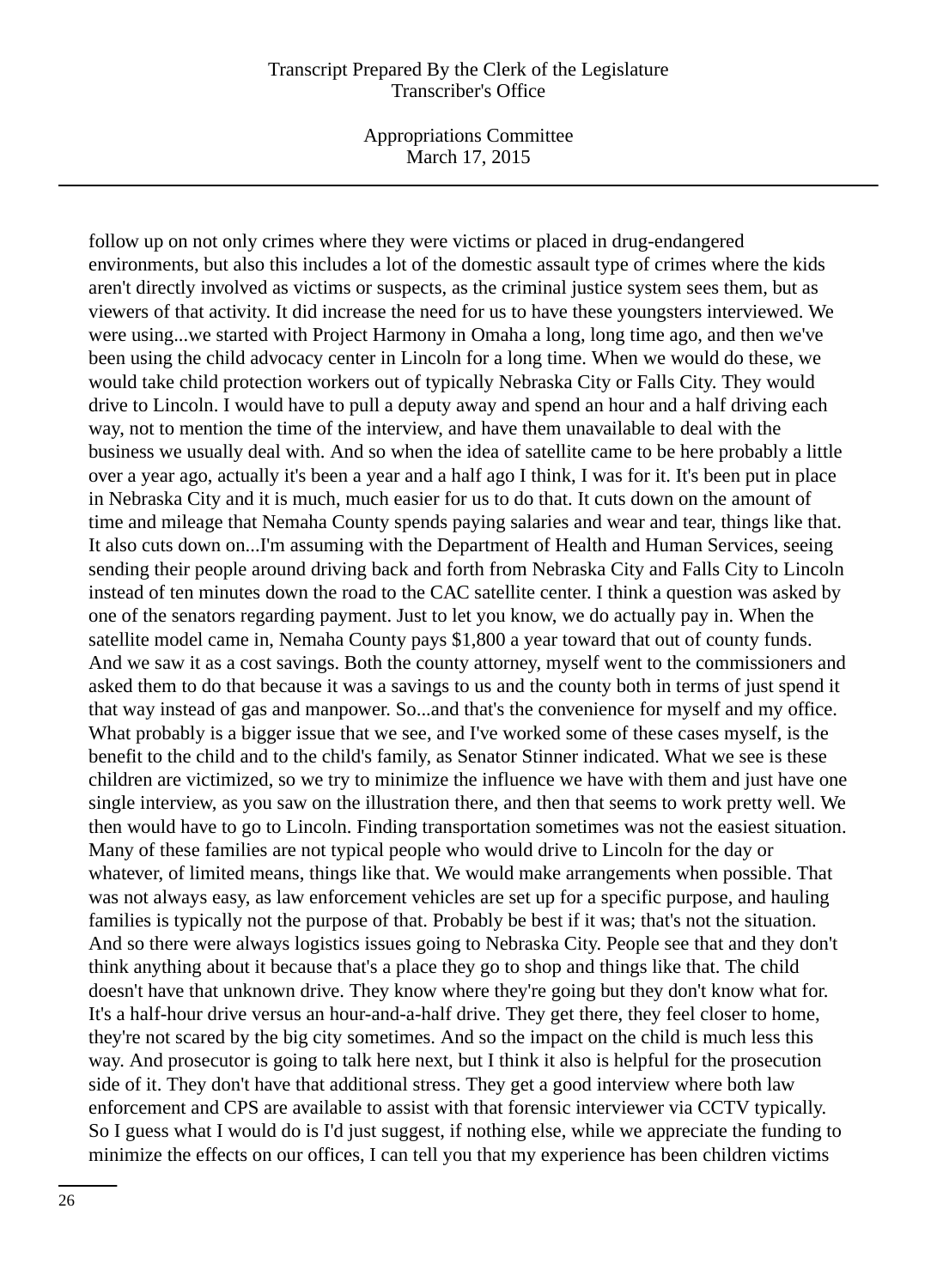follow up on not only crimes where they were victims or placed in drug-endangered environments, but also this includes a lot of the domestic assault type of crimes where the kids aren't directly involved as victims or suspects, as the criminal justice system sees them, but as viewers of that activity. It did increase the need for us to have these youngsters interviewed. We were using...we started with Project Harmony in Omaha a long, long time ago, and then we've been using the child advocacy center in Lincoln for a long time. When we would do these, we would take child protection workers out of typically Nebraska City or Falls City. They would drive to Lincoln. I would have to pull a deputy away and spend an hour and a half driving each way, not to mention the time of the interview, and have them unavailable to deal with the business we usually deal with. And so when the idea of satellite came to be here probably a little over a year ago, actually it's been a year and a half ago I think, I was for it. It's been put in place in Nebraska City and it is much, much easier for us to do that. It cuts down on the amount of time and mileage that Nemaha County spends paying salaries and wear and tear, things like that. It also cuts down on...I'm assuming with the Department of Health and Human Services, seeing sending their people around driving back and forth from Nebraska City and Falls City to Lincoln instead of ten minutes down the road to the CAC satellite center. I think a question was asked by one of the senators regarding payment. Just to let you know, we do actually pay in. When the satellite model came in, Nemaha County pays $1,800 a year toward that out of county funds. And we saw it as a cost savings. Both the county attorney, myself went to the commissioners and asked them to do that because it was a savings to us and the county both in terms of just spend it that way instead of gas and manpower. So...and that's the convenience for myself and my office. What probably is a bigger issue that we see, and I've worked some of these cases myself, is the benefit to the child and to the child's family, as Senator Stinner indicated. What we see is these children are victimized, so we try to minimize the influence we have with them and just have one single interview, as you saw on the illustration there, and then that seems to work pretty well. We then would have to go to Lincoln. Finding transportation sometimes was not the easiest situation. Many of these families are not typical people who would drive to Lincoln for the day or whatever, of limited means, things like that. We would make arrangements when possible. That was not always easy, as law enforcement vehicles are set up for a specific purpose, and hauling families is typically not the purpose of that. Probably be best if it was; that's not the situation. And so there were always logistics issues going to Nebraska City. People see that and they don't think anything about it because that's a place they go to shop and things like that. The child doesn't have that unknown drive. They know where they're going but they don't know what for. It's a half-hour drive versus an hour-and-a-half drive. They get there, they feel closer to home, they're not scared by the big city sometimes. And so the impact on the child is much less this way. And prosecutor is going to talk here next, but I think it also is helpful for the prosecution side of it. They don't have that additional stress. They get a good interview where both law enforcement and CPS are available to assist with that forensic interviewer via CCTV typically. So I guess what I would do is I'd just suggest, if nothing else, while we appreciate the funding to minimize the effects on our offices, I can tell you that my experience has been children victims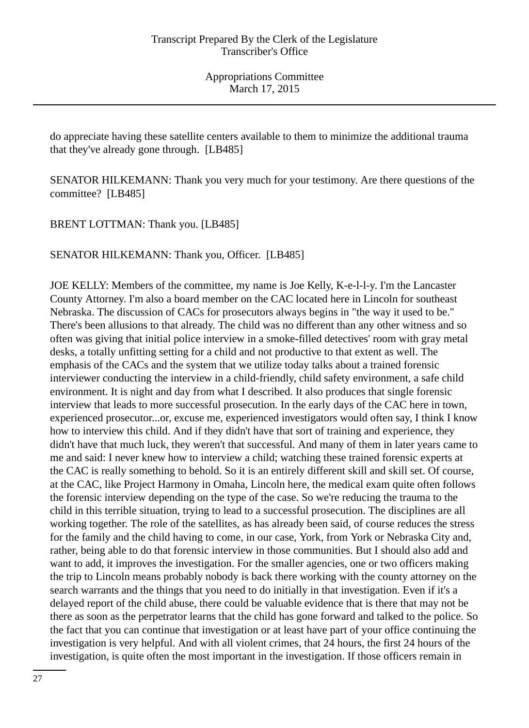do appreciate having these satellite centers available to them to minimize the additional trauma that they've already gone through. [LB485]

SENATOR HILKEMANN: Thank you very much for your testimony. Are there questions of the committee? [LB485]

BRENT LOTTMAN: Thank you. [LB485]

SENATOR HILKEMANN: Thank you, Officer. [LB485]

JOE KELLY: Members of the committee, my name is Joe Kelly, K-e-l-l-y. I'm the Lancaster County Attorney. I'm also a board member on the CAC located here in Lincoln for southeast Nebraska. The discussion of CACs for prosecutors always begins in "the way it used to be." There's been allusions to that already. The child was no different than any other witness and so often was giving that initial police interview in a smoke-filled detectives' room with gray metal desks, a totally unfitting setting for a child and not productive to that extent as well. The emphasis of the CACs and the system that we utilize today talks about a trained forensic interviewer conducting the interview in a child-friendly, child safety environment, a safe child environment. It is night and day from what I described. It also produces that single forensic interview that leads to more successful prosecution. In the early days of the CAC here in town, experienced prosecutor...or, excuse me, experienced investigators would often say, I think I know how to interview this child. And if they didn't have that sort of training and experience, they didn't have that much luck, they weren't that successful. And many of them in later years came to me and said: I never knew how to interview a child; watching these trained forensic experts at the CAC is really something to behold. So it is an entirely different skill and skill set. Of course, at the CAC, like Project Harmony in Omaha, Lincoln here, the medical exam quite often follows the forensic interview depending on the type of the case. So we're reducing the trauma to the child in this terrible situation, trying to lead to a successful prosecution. The disciplines are all working together. The role of the satellites, as has already been said, of course reduces the stress for the family and the child having to come, in our case, York, from York or Nebraska City and, rather, being able to do that forensic interview in those communities. But I should also add and want to add, it improves the investigation. For the smaller agencies, one or two officers making the trip to Lincoln means probably nobody is back there working with the county attorney on the search warrants and the things that you need to do initially in that investigation. Even if it's a delayed report of the child abuse, there could be valuable evidence that is there that may not be there as soon as the perpetrator learns that the child has gone forward and talked to the police. So the fact that you can continue that investigation or at least have part of your office continuing the investigation is very helpful. And with all violent crimes, that 24 hours, the first 24 hours of the investigation, is quite often the most important in the investigation. If those officers remain in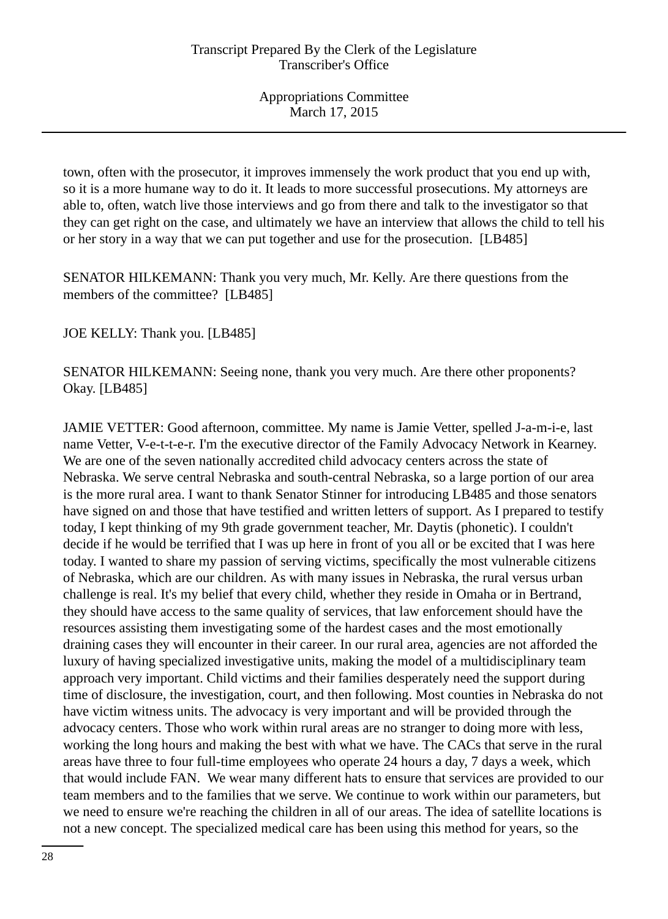town, often with the prosecutor, it improves immensely the work product that you end up with, so it is a more humane way to do it. It leads to more successful prosecutions. My attorneys are able to, often, watch live those interviews and go from there and talk to the investigator so that they can get right on the case, and ultimately we have an interview that allows the child to tell his or her story in a way that we can put together and use for the prosecution. [LB485]

SENATOR HILKEMANN: Thank you very much, Mr. Kelly. Are there questions from the members of the committee? [LB485]

JOE KELLY: Thank you. [LB485]

SENATOR HILKEMANN: Seeing none, thank you very much. Are there other proponents? Okay. [LB485]

JAMIE VETTER: Good afternoon, committee. My name is Jamie Vetter, spelled J-a-m-i-e, last name Vetter, V-e-t-t-e-r. I'm the executive director of the Family Advocacy Network in Kearney. We are one of the seven nationally accredited child advocacy centers across the state of Nebraska. We serve central Nebraska and south-central Nebraska, so a large portion of our area is the more rural area. I want to thank Senator Stinner for introducing LB485 and those senators have signed on and those that have testified and written letters of support. As I prepared to testify today, I kept thinking of my 9th grade government teacher, Mr. Daytis (phonetic). I couldn't decide if he would be terrified that I was up here in front of you all or be excited that I was here today. I wanted to share my passion of serving victims, specifically the most vulnerable citizens of Nebraska, which are our children. As with many issues in Nebraska, the rural versus urban challenge is real. It's my belief that every child, whether they reside in Omaha or in Bertrand, they should have access to the same quality of services, that law enforcement should have the resources assisting them investigating some of the hardest cases and the most emotionally draining cases they will encounter in their career. In our rural area, agencies are not afforded the luxury of having specialized investigative units, making the model of a multidisciplinary team approach very important. Child victims and their families desperately need the support during time of disclosure, the investigation, court, and then following. Most counties in Nebraska do not have victim witness units. The advocacy is very important and will be provided through the advocacy centers. Those who work within rural areas are no stranger to doing more with less, working the long hours and making the best with what we have. The CACs that serve in the rural areas have three to four full-time employees who operate 24 hours a day, 7 days a week, which that would include FAN. We wear many different hats to ensure that services are provided to our team members and to the families that we serve. We continue to work within our parameters, but we need to ensure we're reaching the children in all of our areas. The idea of satellite locations is not a new concept. The specialized medical care has been using this method for years, so the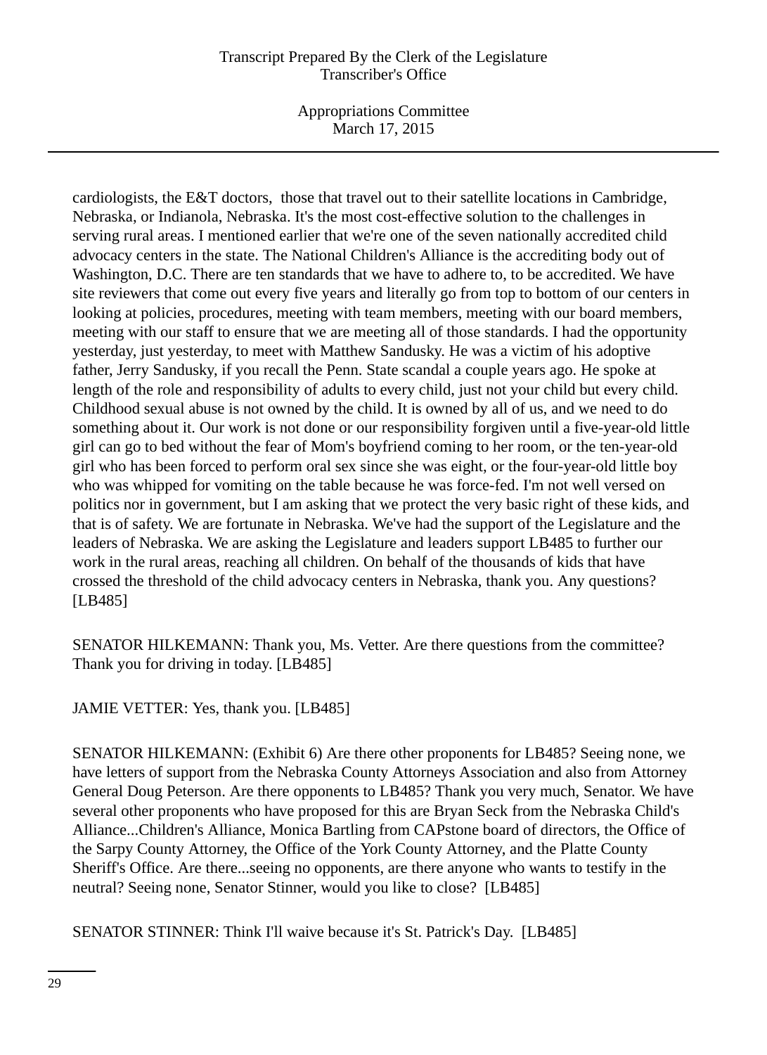cardiologists, the E&T doctors, those that travel out to their satellite locations in Cambridge, Nebraska, or Indianola, Nebraska. It's the most cost-effective solution to the challenges in serving rural areas. I mentioned earlier that we're one of the seven nationally accredited child advocacy centers in the state. The National Children's Alliance is the accrediting body out of Washington, D.C. There are ten standards that we have to adhere to, to be accredited. We have site reviewers that come out every five years and literally go from top to bottom of our centers in looking at policies, procedures, meeting with team members, meeting with our board members, meeting with our staff to ensure that we are meeting all of those standards. I had the opportunity yesterday, just yesterday, to meet with Matthew Sandusky. He was a victim of his adoptive father, Jerry Sandusky, if you recall the Penn. State scandal a couple years ago. He spoke at length of the role and responsibility of adults to every child, just not your child but every child. Childhood sexual abuse is not owned by the child. It is owned by all of us, and we need to do something about it. Our work is not done or our responsibility forgiven until a five-year-old little girl can go to bed without the fear of Mom's boyfriend coming to her room, or the ten-year-old girl who has been forced to perform oral sex since she was eight, or the four-year-old little boy who was whipped for vomiting on the table because he was force-fed. I'm not well versed on politics nor in government, but I am asking that we protect the very basic right of these kids, and that is of safety. We are fortunate in Nebraska. We've had the support of the Legislature and the leaders of Nebraska. We are asking the Legislature and leaders support LB485 to further our work in the rural areas, reaching all children. On behalf of the thousands of kids that have crossed the threshold of the child advocacy centers in Nebraska, thank you. Any questions? [LB485]

SENATOR HILKEMANN: Thank you, Ms. Vetter. Are there questions from the committee? Thank you for driving in today. [LB485]

JAMIE VETTER: Yes, thank you. [LB485]

SENATOR HILKEMANN: (Exhibit 6) Are there other proponents for LB485? Seeing none, we have letters of support from the Nebraska County Attorneys Association and also from Attorney General Doug Peterson. Are there opponents to LB485? Thank you very much, Senator. We have several other proponents who have proposed for this are Bryan Seck from the Nebraska Child's Alliance...Children's Alliance, Monica Bartling from CAPstone board of directors, the Office of the Sarpy County Attorney, the Office of the York County Attorney, and the Platte County Sheriff's Office. Are there...seeing no opponents, are there anyone who wants to testify in the neutral? Seeing none, Senator Stinner, would you like to close? [LB485]

SENATOR STINNER: Think I'll waive because it's St. Patrick's Day. [LB485]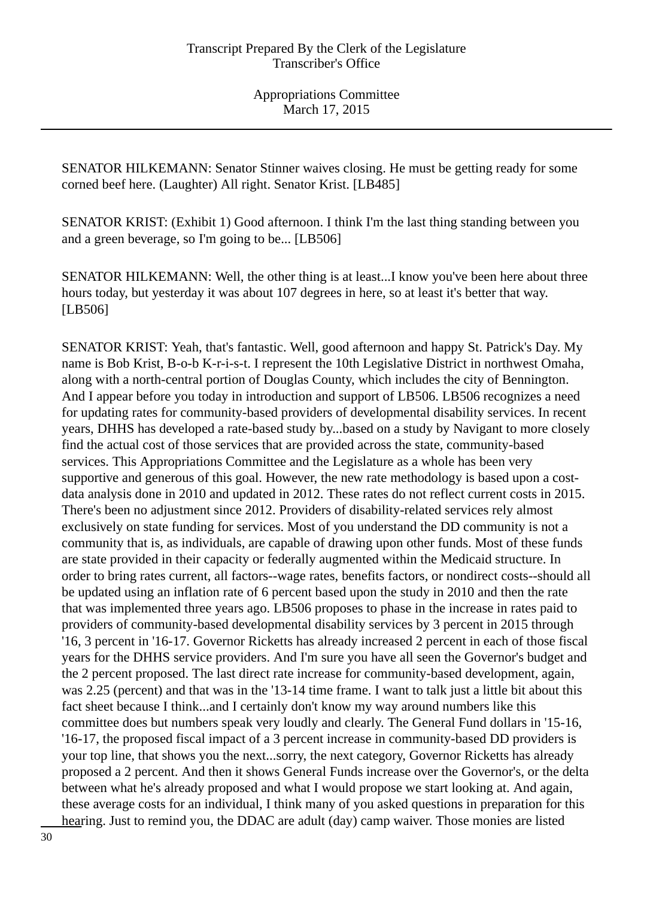SENATOR HILKEMANN: Senator Stinner waives closing. He must be getting ready for some corned beef here. (Laughter) All right. Senator Krist. [LB485]

SENATOR KRIST: (Exhibit 1) Good afternoon. I think I'm the last thing standing between you and a green beverage, so I'm going to be... [LB506]

SENATOR HILKEMANN: Well, the other thing is at least...I know you've been here about three hours today, but yesterday it was about 107 degrees in here, so at least it's better that way. [LB506]

SENATOR KRIST: Yeah, that's fantastic. Well, good afternoon and happy St. Patrick's Day. My name is Bob Krist, B-o-b K-r-i-s-t. I represent the 10th Legislative District in northwest Omaha, along with a north-central portion of Douglas County, which includes the city of Bennington. And I appear before you today in introduction and support of LB506. LB506 recognizes a need for updating rates for community-based providers of developmental disability services. In recent years, DHHS has developed a rate-based study by...based on a study by Navigant to more closely find the actual cost of those services that are provided across the state, community-based services. This Appropriations Committee and the Legislature as a whole has been very supportive and generous of this goal. However, the new rate methodology is based upon a cost-data analysis done in 2010 and updated in 2012. These rates do not reflect current costs in 2015. There's been no adjustment since 2012. Providers of disability-related services rely almost exclusively on state funding for services. Most of you understand the DD community is not a community that is, as individuals, are capable of drawing upon other funds. Most of these funds are state provided in their capacity or federally augmented within the Medicaid structure. In order to bring rates current, all factors--wage rates, benefits factors, or nondirect costs--should all be updated using an inflation rate of 6 percent based upon the study in 2010 and then the rate that was implemented three years ago. LB506 proposes to phase in the increase in rates paid to providers of community-based developmental disability services by 3 percent in 2015 through '16, 3 percent in '16-17. Governor Ricketts has already increased 2 percent in each of those fiscal years for the DHHS service providers. And I'm sure you have all seen the Governor's budget and the 2 percent proposed. The last direct rate increase for community-based development, again, was 2.25 (percent) and that was in the '13-14 time frame. I want to talk just a little bit about this fact sheet because I think...and I certainly don't know my way around numbers like this committee does but numbers speak very loudly and clearly. The General Fund dollars in '15-16, '16-17, the proposed fiscal impact of a 3 percent increase in community-based DD providers is your top line, that shows you the next...sorry, the next category, Governor Ricketts has already proposed a 2 percent. And then it shows General Funds increase over the Governor's, or the delta between what he's already proposed and what I would propose we start looking at. And again, these average costs for an individual, I think many of you asked questions in preparation for this hearing. Just to remind you, the DDAC are adult (day) camp waiver. Those monies are listed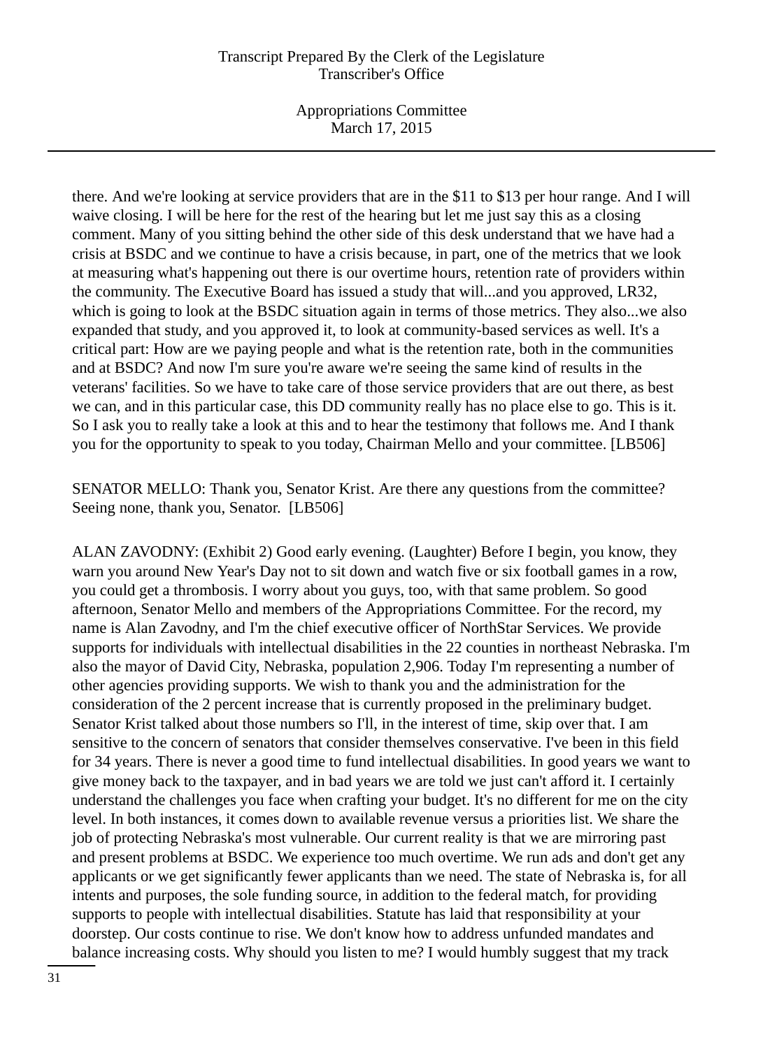there. And we're looking at service providers that are in the $11 to $13 per hour range. And I will waive closing. I will be here for the rest of the hearing but let me just say this as a closing comment. Many of you sitting behind the other side of this desk understand that we have had a crisis at BSDC and we continue to have a crisis because, in part, one of the metrics that we look at measuring what's happening out there is our overtime hours, retention rate of providers within the community. The Executive Board has issued a study that will...and you approved, LR32, which is going to look at the BSDC situation again in terms of those metrics. They also...we also expanded that study, and you approved it, to look at community-based services as well. It's a critical part: How are we paying people and what is the retention rate, both in the communities and at BSDC? And now I'm sure you're aware we're seeing the same kind of results in the veterans' facilities. So we have to take care of those service providers that are out there, as best we can, and in this particular case, this DD community really has no place else to go. This is it. So I ask you to really take a look at this and to hear the testimony that follows me. And I thank you for the opportunity to speak to you today, Chairman Mello and your committee. [LB506]

SENATOR MELLO: Thank you, Senator Krist. Are there any questions from the committee? Seeing none, thank you, Senator. [LB506]

ALAN ZAVODNY: (Exhibit 2) Good early evening. (Laughter) Before I begin, you know, they warn you around New Year's Day not to sit down and watch five or six football games in a row, you could get a thrombosis. I worry about you guys, too, with that same problem. So good afternoon, Senator Mello and members of the Appropriations Committee. For the record, my name is Alan Zavodny, and I'm the chief executive officer of NorthStar Services. We provide supports for individuals with intellectual disabilities in the 22 counties in northeast Nebraska. I'm also the mayor of David City, Nebraska, population 2,906. Today I'm representing a number of other agencies providing supports. We wish to thank you and the administration for the consideration of the 2 percent increase that is currently proposed in the preliminary budget. Senator Krist talked about those numbers so I'll, in the interest of time, skip over that. I am sensitive to the concern of senators that consider themselves conservative. I've been in this field for 34 years. There is never a good time to fund intellectual disabilities. In good years we want to give money back to the taxpayer, and in bad years we are told we just can't afford it. I certainly understand the challenges you face when crafting your budget. It's no different for me on the city level. In both instances, it comes down to available revenue versus a priorities list. We share the job of protecting Nebraska's most vulnerable. Our current reality is that we are mirroring past and present problems at BSDC. We experience too much overtime. We run ads and don't get any applicants or we get significantly fewer applicants than we need. The state of Nebraska is, for all intents and purposes, the sole funding source, in addition to the federal match, for providing supports to people with intellectual disabilities. Statute has laid that responsibility at your doorstep. Our costs continue to rise. We don't know how to address unfunded mandates and balance increasing costs. Why should you listen to me? I would humbly suggest that my track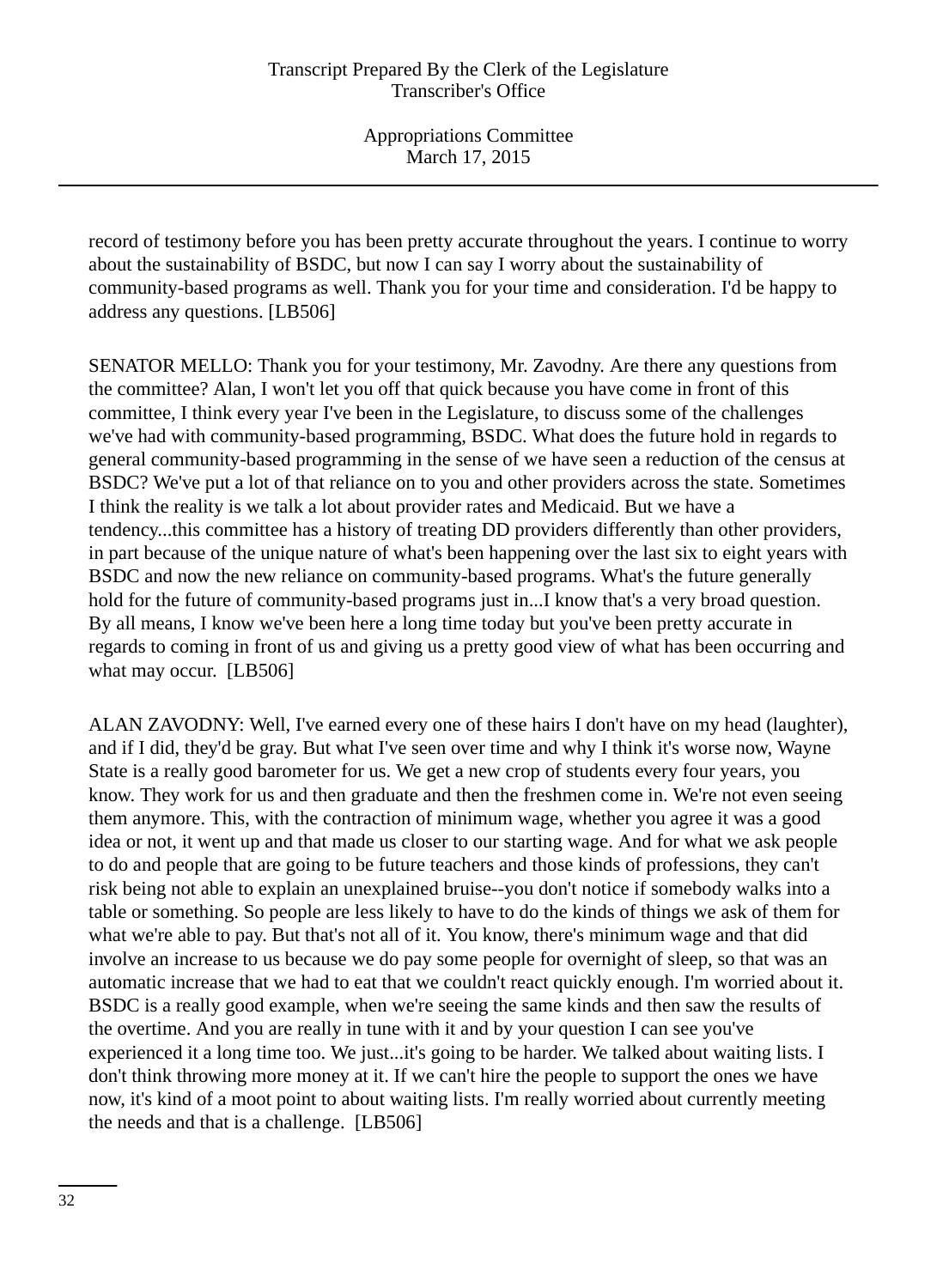record of testimony before you has been pretty accurate throughout the years. I continue to worry about the sustainability of BSDC, but now I can say I worry about the sustainability of community-based programs as well. Thank you for your time and consideration. I'd be happy to address any questions. [LB506]

SENATOR MELLO: Thank you for your testimony, Mr. Zavodny. Are there any questions from the committee? Alan, I won't let you off that quick because you have come in front of this committee, I think every year I've been in the Legislature, to discuss some of the challenges we've had with community-based programming, BSDC. What does the future hold in regards to general community-based programming in the sense of we have seen a reduction of the census at BSDC? We've put a lot of that reliance on to you and other providers across the state. Sometimes I think the reality is we talk a lot about provider rates and Medicaid. But we have a tendency...this committee has a history of treating DD providers differently than other providers, in part because of the unique nature of what's been happening over the last six to eight years with BSDC and now the new reliance on community-based programs. What's the future generally hold for the future of community-based programs just in...I know that's a very broad question. By all means, I know we've been here a long time today but you've been pretty accurate in regards to coming in front of us and giving us a pretty good view of what has been occurring and what may occur. [LB506]

ALAN ZAVODNY: Well, I've earned every one of these hairs I don't have on my head (laughter), and if I did, they'd be gray. But what I've seen over time and why I think it's worse now, Wayne State is a really good barometer for us. We get a new crop of students every four years, you know. They work for us and then graduate and then the freshmen come in. We're not even seeing them anymore. This, with the contraction of minimum wage, whether you agree it was a good idea or not, it went up and that made us closer to our starting wage. And for what we ask people to do and people that are going to be future teachers and those kinds of professions, they can't risk being not able to explain an unexplained bruise--you don't notice if somebody walks into a table or something. So people are less likely to have to do the kinds of things we ask of them for what we're able to pay. But that's not all of it. You know, there's minimum wage and that did involve an increase to us because we do pay some people for overnight of sleep, so that was an automatic increase that we had to eat that we couldn't react quickly enough. I'm worried about it. BSDC is a really good example, when we're seeing the same kinds and then saw the results of the overtime. And you are really in tune with it and by your question I can see you've experienced it a long time too. We just...it's going to be harder. We talked about waiting lists. I don't think throwing more money at it. If we can't hire the people to support the ones we have now, it's kind of a moot point to about waiting lists. I'm really worried about currently meeting the needs and that is a challenge. [LB506]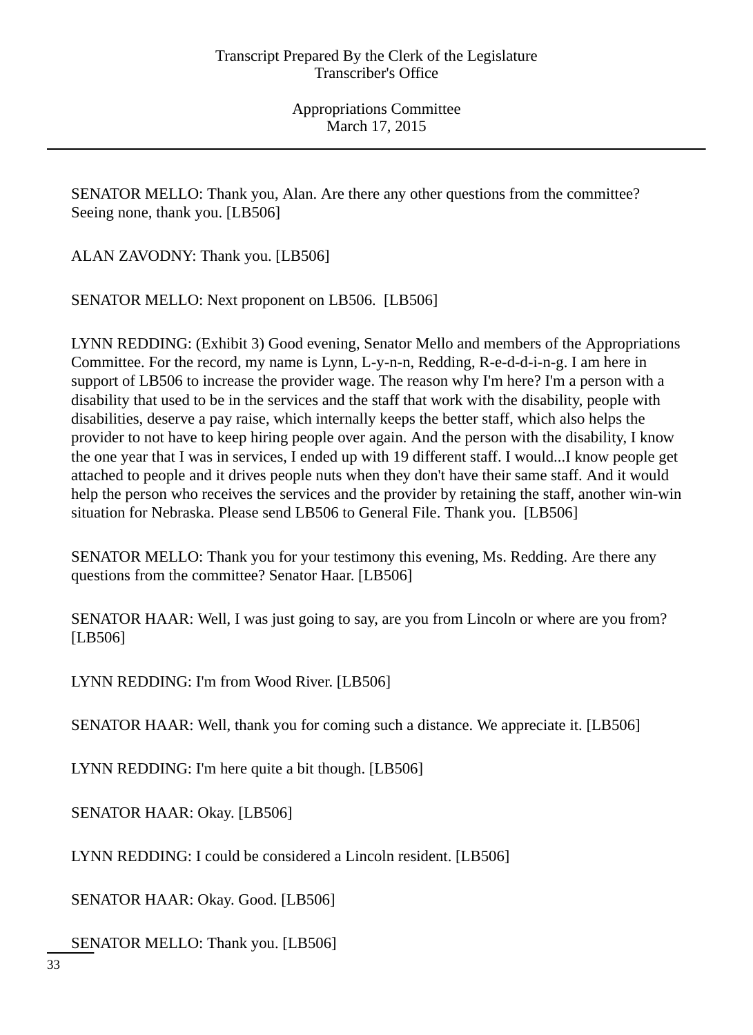SENATOR MELLO: Thank you, Alan. Are there any other questions from the committee? Seeing none, thank you. [LB506]

ALAN ZAVODNY: Thank you. [LB506]

SENATOR MELLO: Next proponent on LB506. [LB506]

LYNN REDDING: (Exhibit 3) Good evening, Senator Mello and members of the Appropriations Committee. For the record, my name is Lynn, L-y-n-n, Redding, R-e-d-d-i-n-g. I am here in support of LB506 to increase the provider wage. The reason why I'm here? I'm a person with a disability that used to be in the services and the staff that work with the disability, people with disabilities, deserve a pay raise, which internally keeps the better staff, which also helps the provider to not have to keep hiring people over again. And the person with the disability, I know the one year that I was in services, I ended up with 19 different staff. I would...I know people get attached to people and it drives people nuts when they don't have their same staff. And it would help the person who receives the services and the provider by retaining the staff, another win-win situation for Nebraska. Please send LB506 to General File. Thank you. [LB506]

SENATOR MELLO: Thank you for your testimony this evening, Ms. Redding. Are there any questions from the committee? Senator Haar. [LB506]

SENATOR HAAR: Well, I was just going to say, are you from Lincoln or where are you from? [LB506]

LYNN REDDING: I'm from Wood River. [LB506]

SENATOR HAAR: Well, thank you for coming such a distance. We appreciate it. [LB506]

LYNN REDDING: I'm here quite a bit though. [LB506]

SENATOR HAAR: Okay. [LB506]

LYNN REDDING: I could be considered a Lincoln resident. [LB506]

SENATOR HAAR: Okay. Good. [LB506]

SENATOR MELLO: Thank you. [LB506]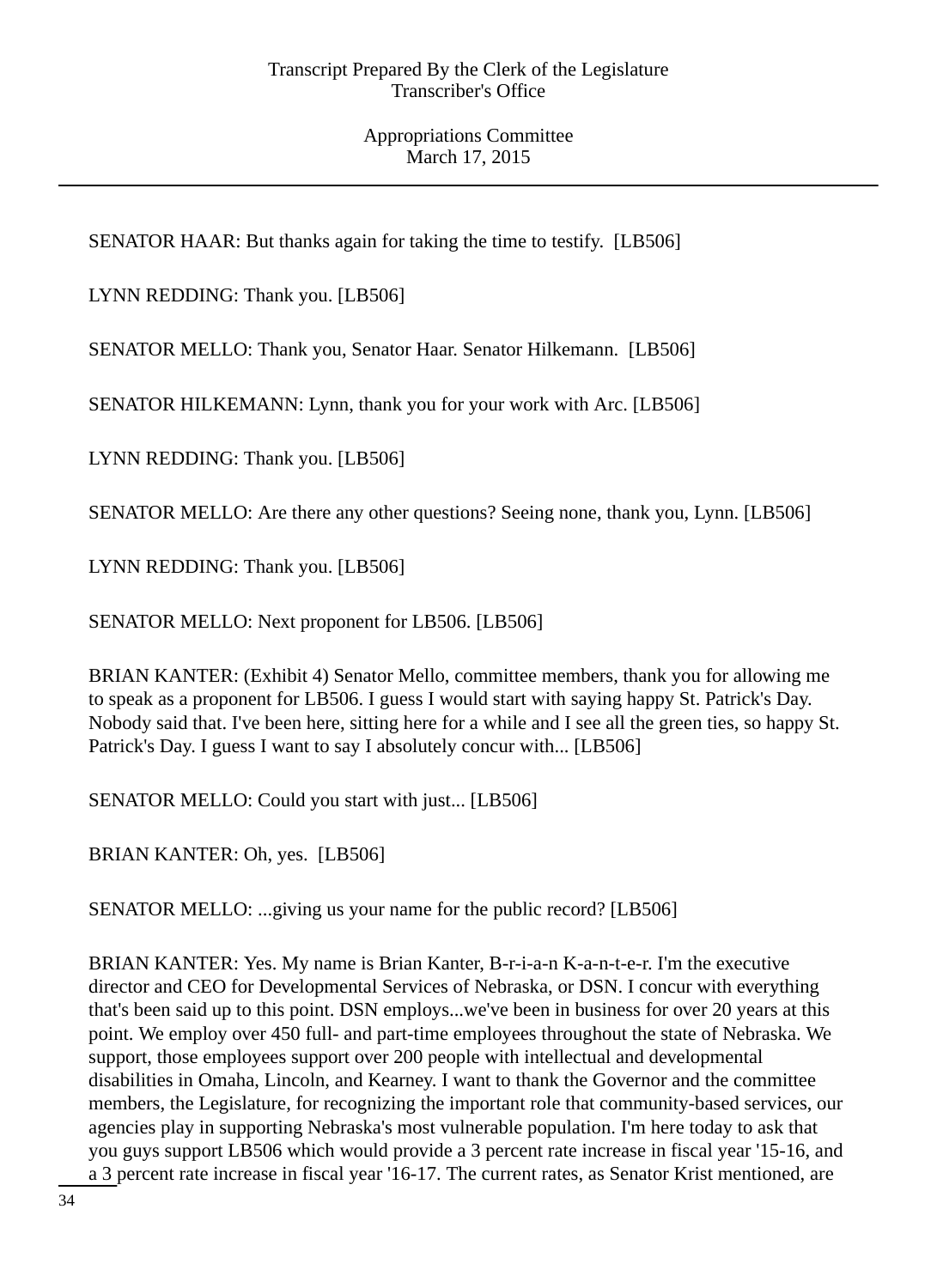SENATOR HAAR: But thanks again for taking the time to testify. [LB506]

LYNN REDDING: Thank you. [LB506]

SENATOR MELLO: Thank you, Senator Haar. Senator Hilkemann. [LB506]

SENATOR HILKEMANN: Lynn, thank you for your work with Arc. [LB506]

LYNN REDDING: Thank you. [LB506]

SENATOR MELLO: Are there any other questions? Seeing none, thank you, Lynn. [LB506]

LYNN REDDING: Thank you. [LB506]

SENATOR MELLO: Next proponent for LB506. [LB506]

BRIAN KANTER: (Exhibit 4) Senator Mello, committee members, thank you for allowing me to speak as a proponent for LB506. I guess I would start with saying happy St. Patrick's Day. Nobody said that. I've been here, sitting here for a while and I see all the green ties, so happy St. Patrick's Day. I guess I want to say I absolutely concur with... [LB506]

SENATOR MELLO: Could you start with just... [LB506]

BRIAN KANTER: Oh, yes. [LB506]

SENATOR MELLO: ...giving us your name for the public record? [LB506]

BRIAN KANTER: Yes. My name is Brian Kanter, B-r-i-a-n K-a-n-t-e-r. I'm the executive director and CEO for Developmental Services of Nebraska, or DSN. I concur with everything that's been said up to this point. DSN employs...we've been in business for over 20 years at this point. We employ over 450 full- and part-time employees throughout the state of Nebraska. We support, those employees support over 200 people with intellectual and developmental disabilities in Omaha, Lincoln, and Kearney. I want to thank the Governor and the committee members, the Legislature, for recognizing the important role that community-based services, our agencies play in supporting Nebraska's most vulnerable population. I'm here today to ask that you guys support LB506 which would provide a 3 percent rate increase in fiscal year '15-16, and a 3 percent rate increase in fiscal year '16-17. The current rates, as Senator Krist mentioned, are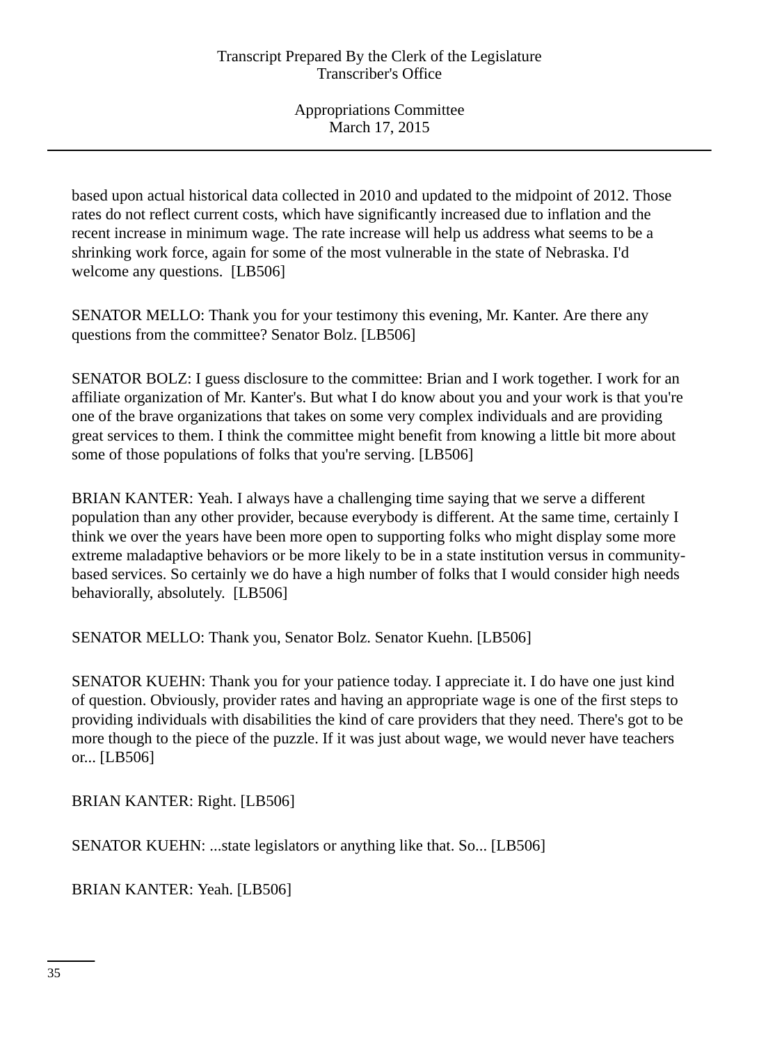based upon actual historical data collected in 2010 and updated to the midpoint of 2012. Those rates do not reflect current costs, which have significantly increased due to inflation and the recent increase in minimum wage. The rate increase will help us address what seems to be a shrinking work force, again for some of the most vulnerable in the state of Nebraska. I'd welcome any questions. [LB506]

SENATOR MELLO: Thank you for your testimony this evening, Mr. Kanter. Are there any questions from the committee? Senator Bolz. [LB506]

SENATOR BOLZ: I guess disclosure to the committee: Brian and I work together. I work for an affiliate organization of Mr. Kanter's. But what I do know about you and your work is that you're one of the brave organizations that takes on some very complex individuals and are providing great services to them. I think the committee might benefit from knowing a little bit more about some of those populations of folks that you're serving. [LB506]

BRIAN KANTER: Yeah. I always have a challenging time saying that we serve a different population than any other provider, because everybody is different. At the same time, certainly I think we over the years have been more open to supporting folks who might display some more extreme maladaptive behaviors or be more likely to be in a state institution versus in community-based services. So certainly we do have a high number of folks that I would consider high needs behaviorally, absolutely. [LB506]

SENATOR MELLO: Thank you, Senator Bolz. Senator Kuehn. [LB506]

SENATOR KUEHN: Thank you for your patience today. I appreciate it. I do have one just kind of question. Obviously, provider rates and having an appropriate wage is one of the first steps to providing individuals with disabilities the kind of care providers that they need. There's got to be more though to the piece of the puzzle. If it was just about wage, we would never have teachers or... [LB506]

BRIAN KANTER: Right. [LB506]

SENATOR KUEHN: ...state legislators or anything like that. So... [LB506]

BRIAN KANTER: Yeah. [LB506]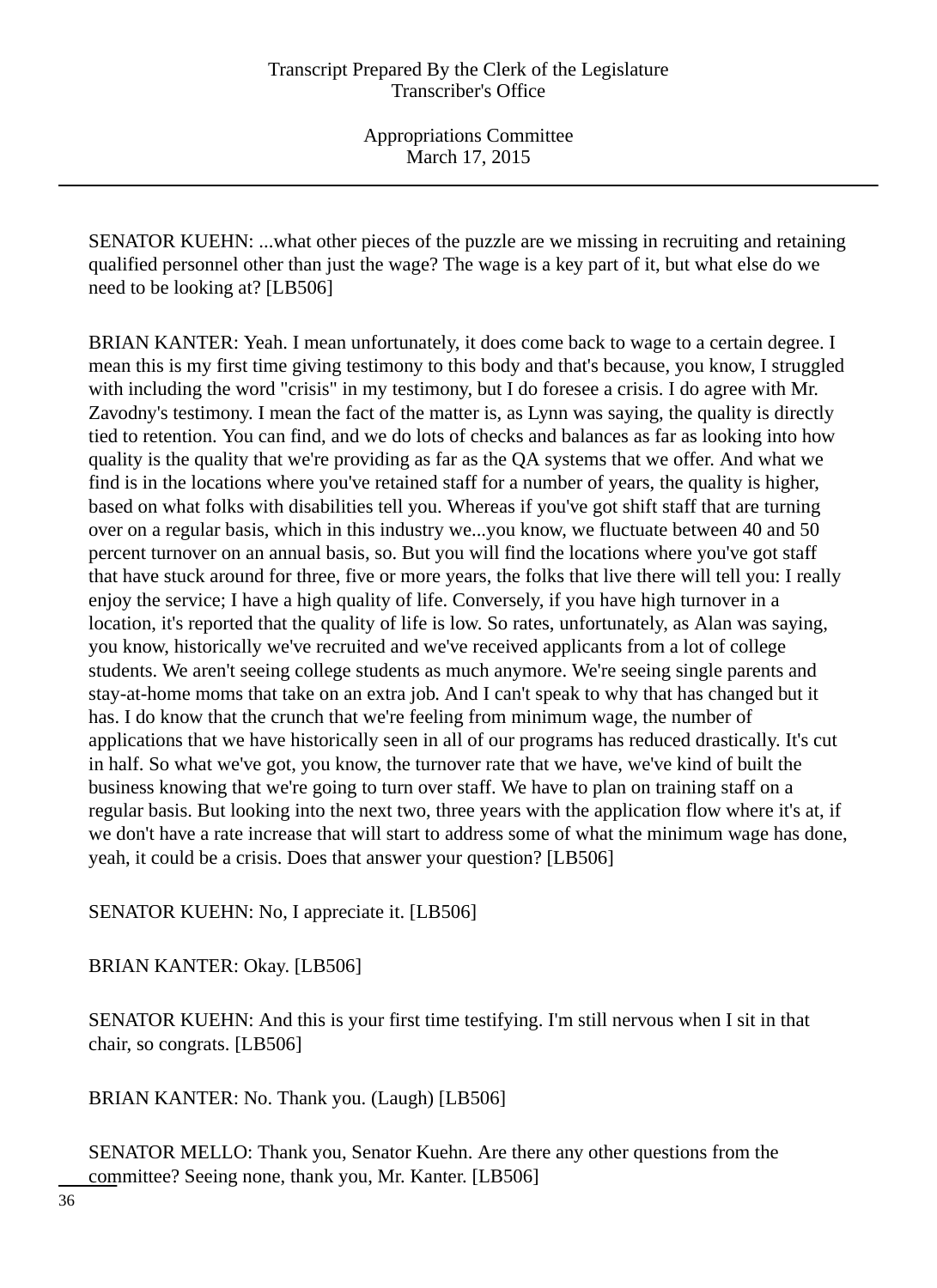SENATOR KUEHN: ...what other pieces of the puzzle are we missing in recruiting and retaining qualified personnel other than just the wage? The wage is a key part of it, but what else do we need to be looking at? [LB506]

BRIAN KANTER: Yeah. I mean unfortunately, it does come back to wage to a certain degree. I mean this is my first time giving testimony to this body and that's because, you know, I struggled with including the word "crisis" in my testimony, but I do foresee a crisis. I do agree with Mr. Zavodny's testimony. I mean the fact of the matter is, as Lynn was saying, the quality is directly tied to retention. You can find, and we do lots of checks and balances as far as looking into how quality is the quality that we're providing as far as the QA systems that we offer. And what we find is in the locations where you've retained staff for a number of years, the quality is higher, based on what folks with disabilities tell you. Whereas if you've got shift staff that are turning over on a regular basis, which in this industry we...you know, we fluctuate between 40 and 50 percent turnover on an annual basis, so. But you will find the locations where you've got staff that have stuck around for three, five or more years, the folks that live there will tell you: I really enjoy the service; I have a high quality of life. Conversely, if you have high turnover in a location, it's reported that the quality of life is low. So rates, unfortunately, as Alan was saying, you know, historically we've recruited and we've received applicants from a lot of college students. We aren't seeing college students as much anymore. We're seeing single parents and stay-at-home moms that take on an extra job. And I can't speak to why that has changed but it has. I do know that the crunch that we're feeling from minimum wage, the number of applications that we have historically seen in all of our programs has reduced drastically. It's cut in half. So what we've got, you know, the turnover rate that we have, we've kind of built the business knowing that we're going to turn over staff. We have to plan on training staff on a regular basis. But looking into the next two, three years with the application flow where it's at, if we don't have a rate increase that will start to address some of what the minimum wage has done, yeah, it could be a crisis. Does that answer your question? [LB506]

SENATOR KUEHN: No, I appreciate it. [LB506]

BRIAN KANTER: Okay. [LB506]

SENATOR KUEHN: And this is your first time testifying. I'm still nervous when I sit in that chair, so congrats. [LB506]

BRIAN KANTER: No. Thank you. (Laugh) [LB506]

SENATOR MELLO: Thank you, Senator Kuehn. Are there any other questions from the committee? Seeing none, thank you, Mr. Kanter. [LB506]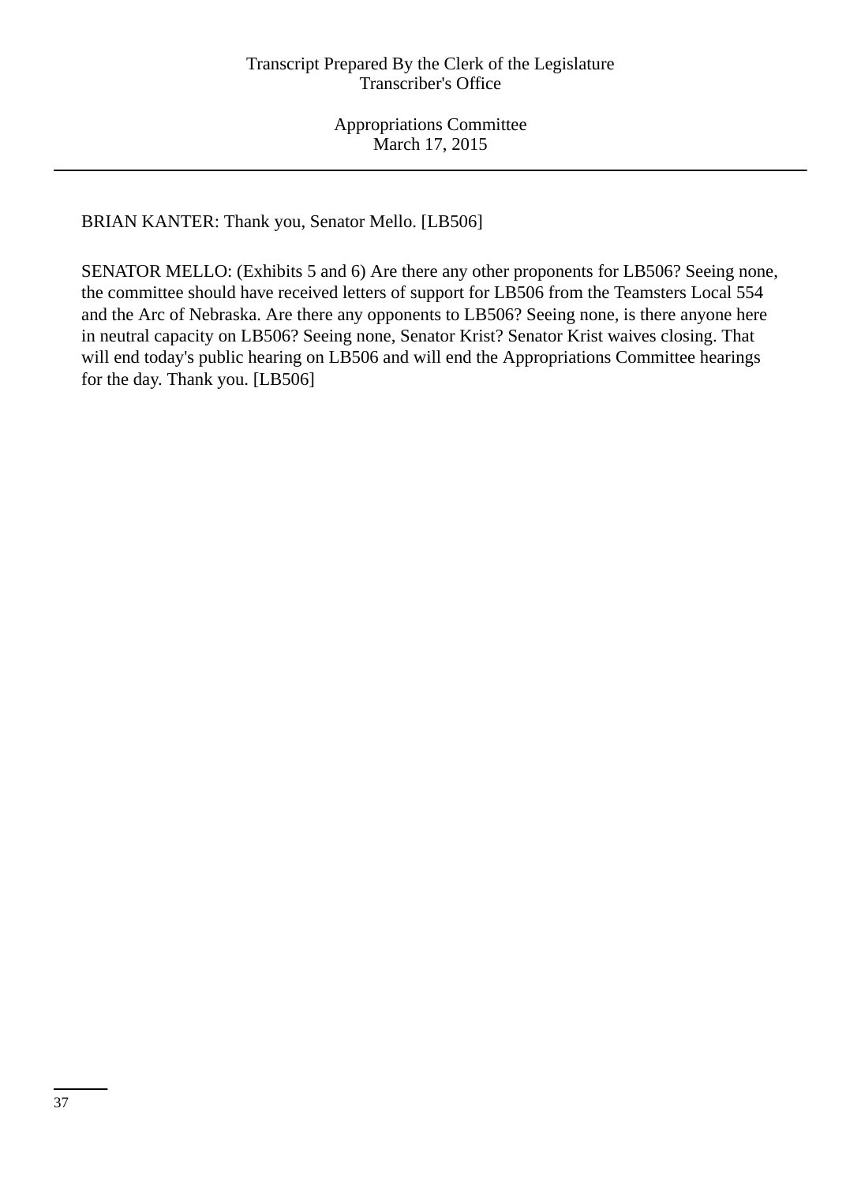BRIAN KANTER: Thank you, Senator Mello. [LB506]

SENATOR MELLO: (Exhibits 5 and 6) Are there any other proponents for LB506? Seeing none, the committee should have received letters of support for LB506 from the Teamsters Local 554 and the Arc of Nebraska. Are there any opponents to LB506? Seeing none, is there anyone here in neutral capacity on LB506? Seeing none, Senator Krist? Senator Krist waives closing. That will end today's public hearing on LB506 and will end the Appropriations Committee hearings for the day. Thank you. [LB506]